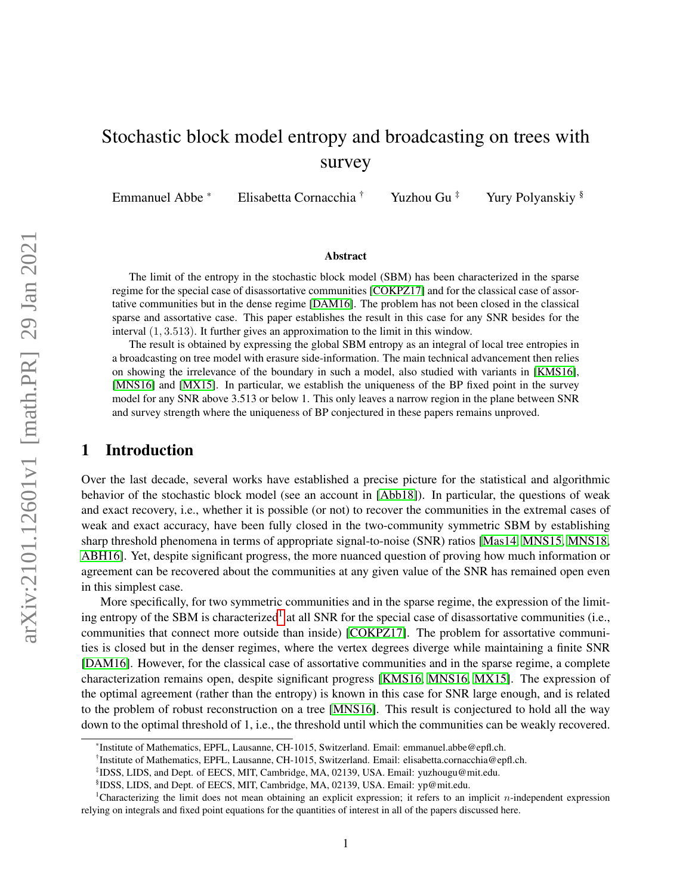# Stochastic block model entropy and broadcasting on trees with survey

Emmanuel Abbe [*] Elisabetta Cornacchia [†] Yuzhou Gu [‡] Yury Polyanskiy [§]

### Abstract

The limit of the entropy in the stochastic block model (SBM) has been characterized in the sparse regime for the special case of disassortative communities [COKPZ17] and for the classical case of assortative communities but in the dense regime [DAM16]. The problem has not been closed in the classical sparse and assortative case. This paper establishes the result in this case for any SNR besides for the interval $(1, 3.513)$. It further gives an approximation to the limit in this window.

The result is obtained by expressing the global SBM entropy as an integral of local tree entropies in a broadcasting on tree model with erasure side-information. The main technical advancement then relies on showing the irrelevance of the boundary in such a model, also studied with variants in [KMS16], [MNS16] and [MX15]. In particular, we establish the uniqueness of the BP fixed point in the survey model for any SNR above 3.513 or below 1. This only leaves a narrow region in the plane between SNR and survey strength where the uniqueness of BP conjectured in these papers remains unproved.

## 1 Introduction

Over the last decade, several works have established a precise picture for the statistical and algorithmic behavior of the stochastic block model (see an account in [Abb18]). In particular, the questions of weak and exact recovery, i.e., whether it is possible (or not) to recover the communities in the extremal cases of weak and exact accuracy, have been fully closed in the two-community symmetric SBM by establishing sharp threshold phenomena in terms of appropriate signal-to-noise (SNR) ratios [Mas14, MNS15, MNS18, ABH16]. Yet, despite significant progress, the more nuanced question of proving how much information or agreement can be recovered about the communities at any given value of the SNR has remained open even in this simplest case.

More specifically, for two symmetric communities and in the sparse regime, the expression of the limiting entropy of the SBM is characterized[1] at all SNR for the special case of disassortative communities (i.e., communities that connect more outside than inside) [COKPZ17]. The problem for assortative communities is closed but in the denser regimes, where the vertex degrees diverge while maintaining a finite SNR [DAM16]. However, for the classical case of assortative communities and in the sparse regime, a complete characterization remains open, despite significant progress [KMS16, MNS16, MX15]. The expression of the optimal agreement (rather than the entropy) is known in this case for SNR large enough, and is related to the problem of robust reconstruction on a tree [MNS16]. This result is conjectured to hold all the way down to the optimal threshold of 1, i.e., the threshold until which the communities can be weakly recovered.

---

[*] Institute of Mathematics, EPFL, Lausanne, CH-1015, Switzerland. Email: emmanuel.abbe@epfl.ch.

[†] Institute of Mathematics, EPFL, Lausanne, CH-1015, Switzerland. Email: elisabetta.cornacchia@epfl.ch.

[‡] IDSS, LIDS, and Dept. of EECS, MIT, Cambridge, MA, 02139, USA. Email: yuzhougu@mit.edu.

[§] IDSS, LIDS, and Dept. of EECS, MIT, Cambridge, MA, 02139, USA. Email: yp@mit.edu.

[1] Characterizing the limit does not mean obtaining an explicit expression; it refers to an implicit $n$-independent expression relying on integrals and fixed point equations for the quantities of interest in all of the papers discussed here.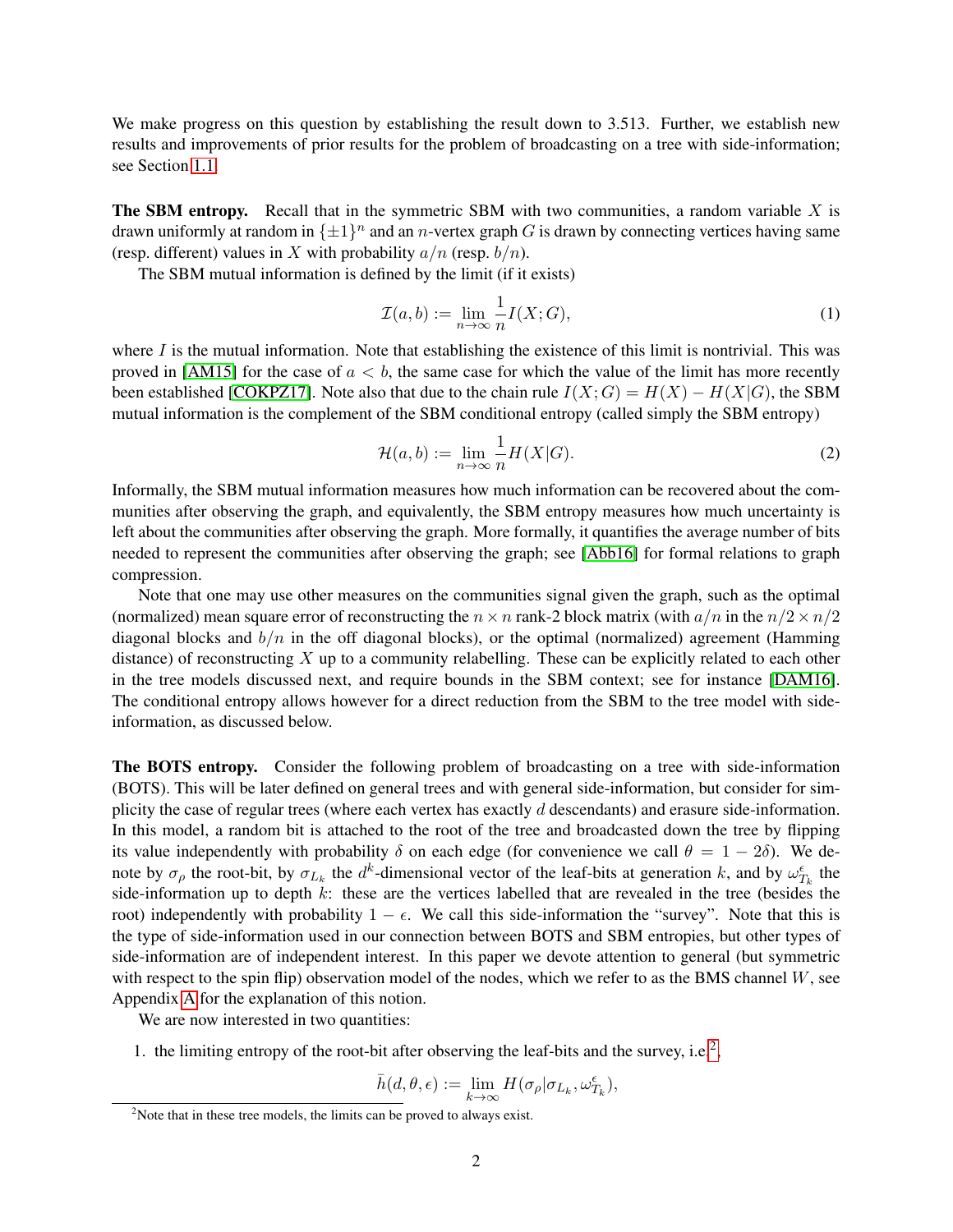We make progress on this question by establishing the result down to 3.513. Further, we establish new results and improvements of prior results for the problem of broadcasting on a tree with side-information; see Section 1.1.

**The SBM entropy.** Recall that in the symmetric SBM with two communities, a random variable $X$ is drawn uniformly at random in $\{\pm 1\}^n$ and an $n$-vertex graph $G$ is drawn by connecting vertices having same (resp. different) values in $X$ with probability $a/n$ (resp. $b/n$).

The SBM mutual information is defined by the limit (if it exists)

$$\mathcal{I}(a,b) := \lim_{n\to\infty} \frac{1}{n} I(X;G), \tag{1}$$

where $I$ is the mutual information. Note that establishing the existence of this limit is nontrivial. This was proved in [AM15] for the case of $a < b$, the same case for which the value of the limit has more recently been established [COKPZ17]. Note also that due to the chain rule $I(X;G) = H(X) - H(X|G)$, the SBM mutual information is the complement of the SBM conditional entropy (called simply the SBM entropy)

$$\mathcal{H}(a,b) := \lim_{n\to\infty} \frac{1}{n} H(X|G). \tag{2}$$

Informally, the SBM mutual information measures how much information can be recovered about the communities after observing the graph, and equivalently, the SBM entropy measures how much uncertainty is left about the communities after observing the graph. More formally, it quantifies the average number of bits needed to represent the communities after observing the graph; see [Abb16] for formal relations to graph compression.

Note that one may use other measures on the communities signal given the graph, such as the optimal (normalized) mean square error of reconstructing the $n \times n$ rank-2 block matrix (with $a/n$ in the $n/2 \times n/2$ diagonal blocks and $b/n$ in the off diagonal blocks), or the optimal (normalized) agreement (Hamming distance) of reconstructing $X$ up to a community relabelling. These can be explicitly related to each other in the tree models discussed next, and require bounds in the SBM context; see for instance [DAM16]. The conditional entropy allows however for a direct reduction from the SBM to the tree model with side-information, as discussed below.

**The BOTS entropy.** Consider the following problem of broadcasting on a tree with side-information (BOTS). This will be later defined on general trees and with general side-information, but consider for simplicity the case of regular trees (where each vertex has exactly $d$ descendants) and erasure side-information. In this model, a random bit is attached to the root of the tree and broadcasted down the tree by flipping its value independently with probability $\delta$ on each edge (for convenience we call $\theta = 1 - 2\delta$). We denote by $\sigma_\rho$ the root-bit, by $\sigma_{L_k}$ the $d^k$-dimensional vector of the leaf-bits at generation $k$, and by $\omega^{\epsilon}_{T_k}$ the side-information up to depth $k$: these are the vertices labelled that are revealed in the tree (besides the root) independently with probability $1 - \epsilon$. We call this side-information the "survey". Note that this is the type of side-information used in our connection between BOTS and SBM entropies, but other types of side-information are of independent interest. In this paper we devote attention to general (but symmetric with respect to the spin flip) observation model of the nodes, which we refer to as the BMS channel $W$, see Appendix A for the explanation of this notion.

We are now interested in two quantities:

1. the limiting entropy of the root-bit after observing the leaf-bits and the survey, i.e.[2],

$$\bar{h}(d,\theta,\epsilon) := \lim_{k\to\infty} H(\sigma_\rho | \sigma_{L_k}, \omega^{\epsilon}_{T_k}),$$

[2] Note that in these tree models, the limits can be proved to always exist.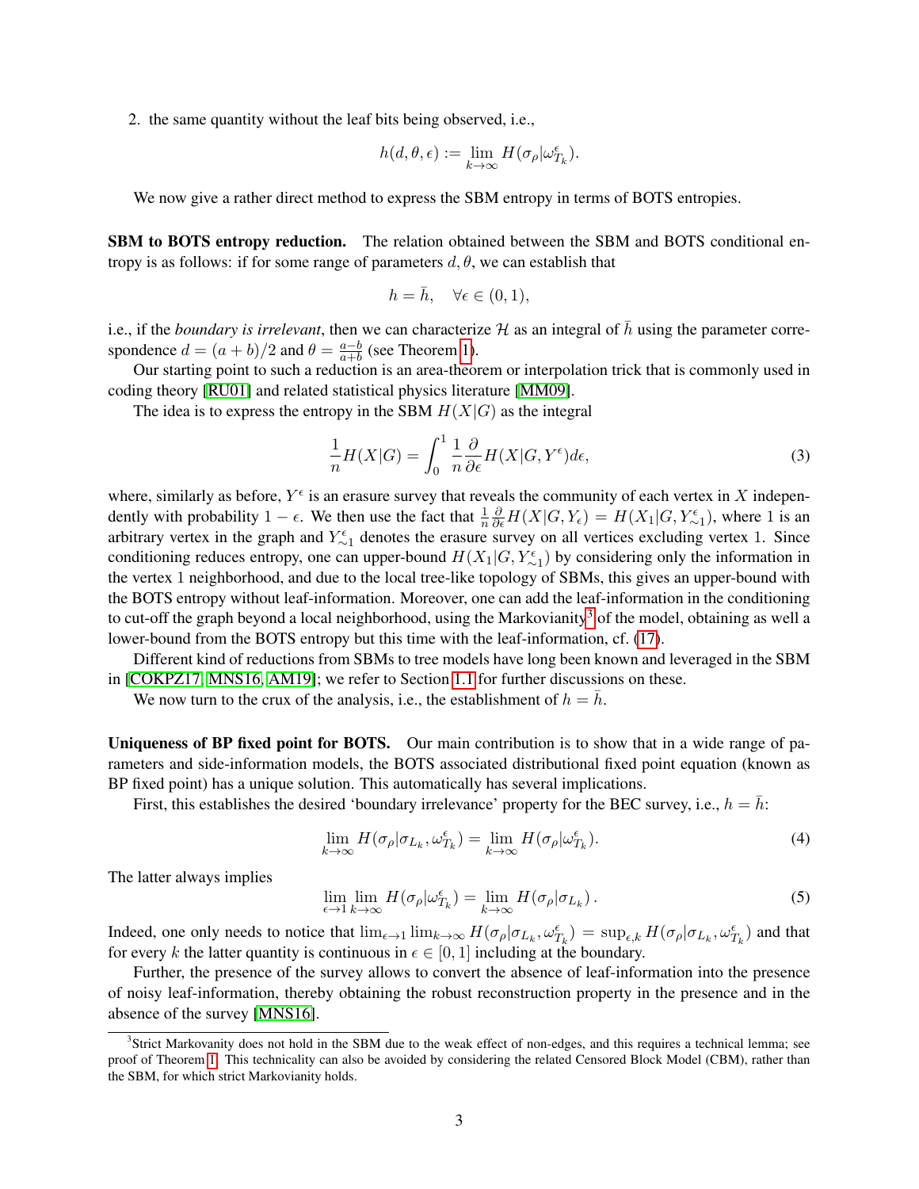2. the same quantity without the leaf bits being observed, i.e.,

$$h(d, \theta, \epsilon) := \lim_{k\to\infty} H(\sigma_\rho | \omega^\epsilon_{T_k}).$$

We now give a rather direct method to express the SBM entropy in terms of BOTS entropies.

**SBM to BOTS entropy reduction.** The relation obtained between the SBM and BOTS conditional entropy is as follows: if for some range of parameters $d, \theta$, we can establish that

$$h = \bar{h}, \quad \forall \epsilon \in (0, 1),$$

i.e., if the *boundary is irrelevant*, then we can characterize $\mathcal{H}$ as an integral of $\bar{h}$ using the parameter correspondence $d = (a + b)/2$ and $\theta = \frac{a-b}{a+b}$ (see Theorem 1).

Our starting point to such a reduction is an area-theorem or interpolation trick that is commonly used in coding theory [RU01] and related statistical physics literature [MM09].

The idea is to express the entropy in the SBM $H(X|G)$ as the integral

$$\frac{1}{n} H(X|G) = \int_0^1 \frac{1}{n} \frac{\partial}{\partial \epsilon} H(X|G, Y^\epsilon) d\epsilon, \tag{3}$$

where, similarly as before, $Y^\epsilon$ is an erasure survey that reveals the community of each vertex in $X$ independently with probability $1 - \epsilon$. We then use the fact that $\frac{1}{n} \frac{\partial}{\partial \epsilon} H(X|G, Y_\epsilon) = H(X_1 | G, Y^\epsilon_{\sim 1})$, where 1 is an arbitrary vertex in the graph and $Y^\epsilon_{\sim 1}$ denotes the erasure survey on all vertices excluding vertex 1. Since conditioning reduces entropy, one can upper-bound $H(X_1|G, Y^\epsilon_{\sim 1})$ by considering only the information in the vertex 1 neighborhood, and due to the local tree-like topology of SBMs, this gives an upper-bound with the BOTS entropy without leaf-information. Moreover, one can add the leaf-information in the conditioning to cut-off the graph beyond a local neighborhood, using the Markovianity[3] of the model, obtaining as well a lower-bound from the BOTS entropy but this time with the leaf-information, cf. (17).

Different kind of reductions from SBMs to tree models have long been known and leveraged in the SBM in [COKPZ17, MNS16, AM19]; we refer to Section 1.1 for further discussions on these.

We now turn to the crux of the analysis, i.e., the establishment of $h = \bar{h}$.

**Uniqueness of BP fixed point for BOTS.** Our main contribution is to show that in a wide range of parameters and side-information models, the BOTS associated distributional fixed point equation (known as BP fixed point) has a unique solution. This automatically has several implications.

First, this establishes the desired 'boundary irrelevance' property for the BEC survey, i.e., $h = \bar{h}$:

$$\lim_{k\to\infty} H(\sigma_\rho | \sigma_{L_k}, \omega^\epsilon_{T_k}) = \lim_{k\to\infty} H(\sigma_\rho | \omega^\epsilon_{T_k}). \tag{4}$$

The latter always implies

$$\lim_{\epsilon\to 1} \lim_{k\to\infty} H(\sigma_\rho | \omega^\epsilon_{T_k}) = \lim_{k\to\infty} H(\sigma_\rho | \sigma_{L_k}). \tag{5}$$

Indeed, one only needs to notice that $\lim_{\epsilon\to 1} \lim_{k\to\infty} H(\sigma_\rho | \sigma_{L_k}, \omega^\epsilon_{T_k}) = \sup_{\epsilon,k} H(\sigma_\rho | \sigma_{L_k}, \omega^\epsilon_{T_k})$ and that for every $k$ the latter quantity is continuous in $\epsilon \in [0, 1]$ including at the boundary.

Further, the presence of the survey allows to convert the absence of leaf-information into the presence of noisy leaf-information, thereby obtaining the robust reconstruction property in the presence and in the absence of the survey [MNS16].

[3] Strict Markovanity does not hold in the SBM due to the weak effect of non-edges, and this requires a technical lemma; see proof of Theorem 1. This technicality can also be avoided by considering the related Censored Block Model (CBM), rather than the SBM, for which strict Markovianity holds.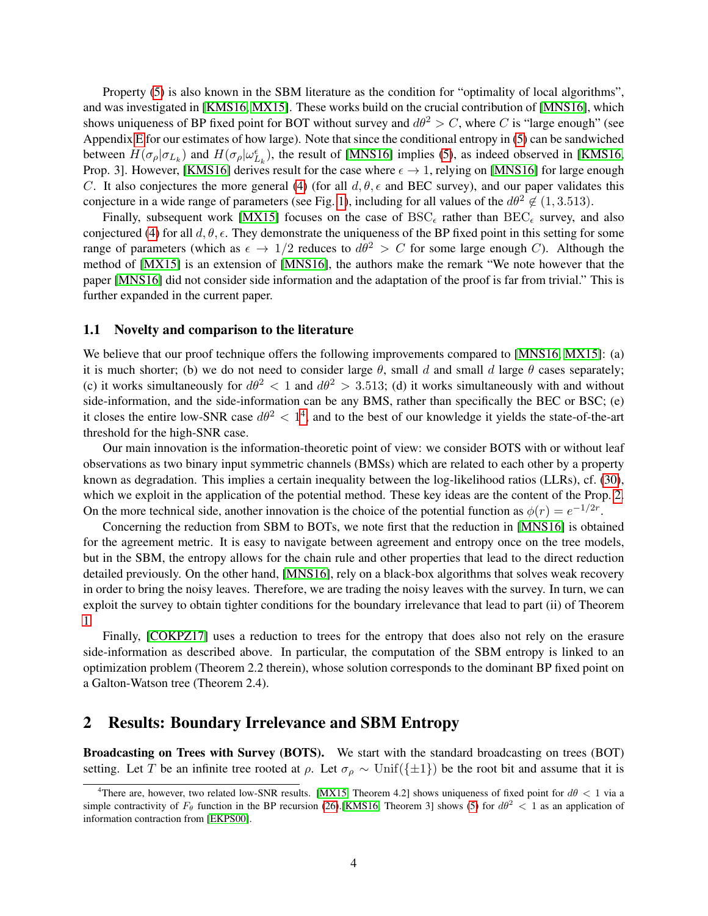Property (5) is also known in the SBM literature as the condition for "optimality of local algorithms", and was investigated in [KMS16, MX15]. These works build on the crucial contribution of [MNS16], which shows uniqueness of BP fixed point for BOT without survey and $d\theta^2 > C$, where $C$ is "large enough" (see Appendix E for our estimates of how large). Note that since the conditional entropy in (5) can be sandwiched between $H(\sigma_\rho|\sigma_{L_k})$ and $H(\sigma_\rho|\omega^\epsilon_{L_k})$, the result of [MNS16] implies (5), as indeed observed in [KMS16, Prop. 3]. However, [KMS16] derives result for the case where $\epsilon \to 1$, relying on [MNS16] for large enough $C$. It also conjectures the more general (4) (for all $d, \theta, \epsilon$ and BEC survey), and our paper validates this conjecture in a wide range of parameters (see Fig. 1), including for all values of the $d\theta^2 \notin (1, 3.513)$.

Finally, subsequent work [MX15] focuses on the case of $\mathrm{BSC}_\epsilon$ rather than $\mathrm{BEC}_\epsilon$ survey, and also conjectured (4) for all $d, \theta, \epsilon$. They demonstrate the uniqueness of the BP fixed point in this setting for some range of parameters (which as $\epsilon \to 1/2$ reduces to $d\theta^2 > C$ for some large enough $C$). Although the method of [MX15] is an extension of [MNS16], the authors make the remark "We note however that the paper [MNS16] did not consider side information and the adaptation of the proof is far from trivial." This is further expanded in the current paper.

### 1.1 Novelty and comparison to the literature

We believe that our proof technique offers the following improvements compared to [MNS16, MX15]: (a) it is much shorter; (b) we do not need to consider large $\theta$, small $d$ and small $d$ large $\theta$ cases separately; (c) it works simultaneously for $d\theta^2 < 1$ and $d\theta^2 > 3.513$; (d) it works simultaneously with and without side-information, and the side-information can be any BMS, rather than specifically the BEC or BSC; (e) it closes the entire low-SNR case $d\theta^2 < 1$[4], and to the best of our knowledge it yields the state-of-the-art threshold for the high-SNR case.

Our main innovation is the information-theoretic point of view: we consider BOTS with or without leaf observations as two binary input symmetric channels (BMSs) which are related to each other by a property known as degradation. This implies a certain inequality between the log-likelihood ratios (LLRs), cf. (30), which we exploit in the application of the potential method. These key ideas are the content of the Prop. 2. On the more technical side, another innovation is the choice of the potential function as $\phi(r) = e^{-1/2r}$.

Concerning the reduction from SBM to BOTs, we note first that the reduction in [MNS16] is obtained for the agreement metric. It is easy to navigate between agreement and entropy once on the tree models, but in the SBM, the entropy allows for the chain rule and other properties that lead to the direct reduction detailed previously. On the other hand, [MNS16], rely on a black-box algorithms that solves weak recovery in order to bring the noisy leaves. Therefore, we are trading the noisy leaves with the survey. In turn, we can exploit the survey to obtain tighter conditions for the boundary irrelevance that lead to part (ii) of Theorem 1.

Finally, [COKPZ17] uses a reduction to trees for the entropy that does also not rely on the erasure side-information as described above. In particular, the computation of the SBM entropy is linked to an optimization problem (Theorem 2.2 therein), whose solution corresponds to the dominant BP fixed point on a Galton-Watson tree (Theorem 2.4).

## 2 Results: Boundary Irrelevance and SBM Entropy

**Broadcasting on Trees with Survey (BOTS).** We start with the standard broadcasting on trees (BOT) setting. Let $T$ be an infinite tree rooted at $\rho$. Let $\sigma_\rho \sim \mathrm{Unif}(\{\pm 1\})$ be the root bit and assume that it is

[4] There are, however, two related low-SNR results. [MX15, Theorem 4.2] shows uniqueness of fixed point for $d\theta < 1$ via a simple contractivity of $F_\theta$ function in the BP recursion (26). [KMS16, Theorem 3] shows (5) for $d\theta^2 < 1$ as an application of information contraction from [EKPS00].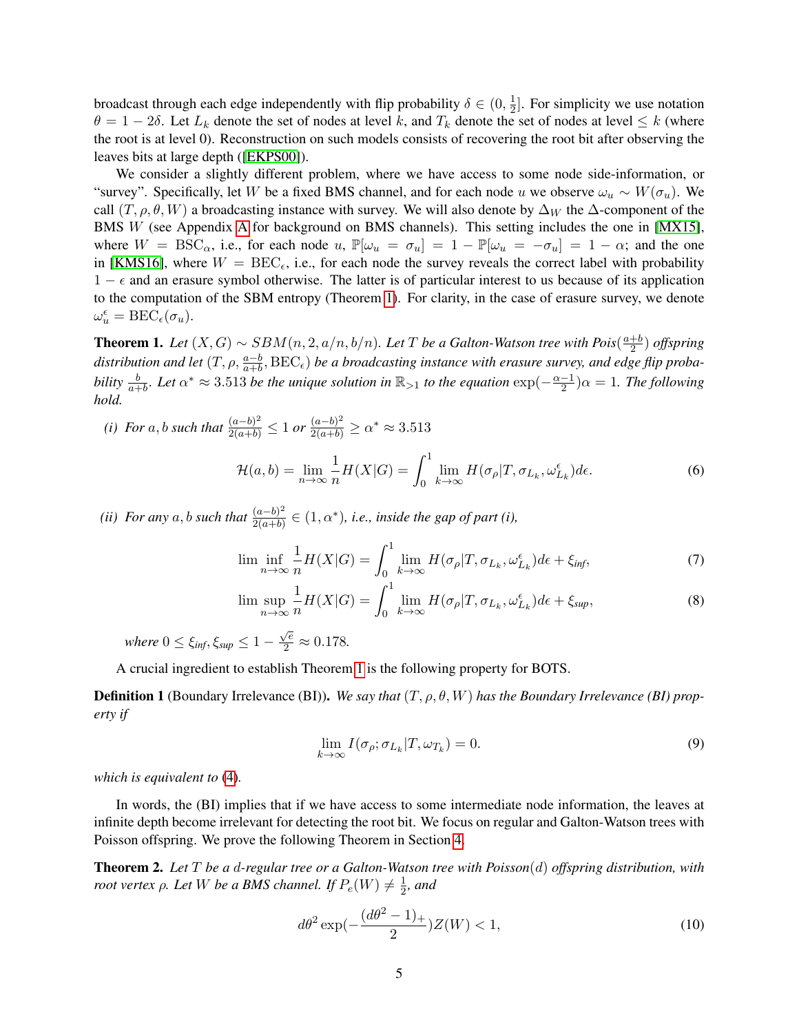broadcast through each edge independently with flip probability $\delta \in (0, \frac{1}{2}]$. For simplicity we use notation $\theta = 1 - 2\delta$. Let $L_k$ denote the set of nodes at level $k$, and $T_k$ denote the set of nodes at level $\leq k$ (where the root is at level 0). Reconstruction on such models consists of recovering the root bit after observing the leaves bits at large depth ([EKPS00]).

We consider a slightly different problem, where we have access to some node side-information, or "survey". Specifically, let $W$ be a fixed BMS channel, and for each node $u$ we observe $\omega_u \sim W(\sigma_u)$. We call $(T, \rho, \theta, W)$ a broadcasting instance with survey. We will also denote by $\Delta_W$ the $\Delta$-component of the BMS $W$ (see Appendix A for background on BMS channels). This setting includes the one in [MX15], where $W = \mathrm{BSC}_\alpha$, i.e., for each node $u$, $\mathbb{P}[\omega_u = \sigma_u] = 1 - \mathbb{P}[\omega_u = -\sigma_u] = 1 - \alpha$; and the one in [KMS16], where $W = \mathrm{BEC}_\epsilon$, i.e., for each node the survey reveals the correct label with probability $1 - \epsilon$ and an erasure symbol otherwise. The latter is of particular interest to us because of its application to the computation of the SBM entropy (Theorem 1). For clarity, in the case of erasure survey, we denote $\omega_u^\epsilon = \mathrm{BEC}_\epsilon(\sigma_u)$.

**Theorem 1.** *Let $(X, G) \sim SBM(n, 2, a/n, b/n)$. Let $T$ be a Galton-Watson tree with $Pois(\frac{a+b}{2})$ offspring distribution and let $(T, \rho, \frac{a-b}{a+b}, \mathrm{BEC}_\epsilon)$ be a broadcasting instance with erasure survey, and edge flip probability $\frac{b}{a+b}$. Let $\alpha^* \approx 3.513$ be the unique solution in $\mathbb{R}_{>1}$ to the equation $\exp(-\frac{\alpha-1}{2})\alpha = 1$. The following hold.*

*(i) For $a, b$ such that $\frac{(a-b)^2}{2(a+b)} \leq 1$ or $\frac{(a-b)^2}{2(a+b)} \geq \alpha^* \approx 3.513$*

$$\mathcal{H}(a, b) = \lim_{n\to\infty} \frac{1}{n} H(X|G) = \int_0^1 \lim_{k\to\infty} H(\sigma_\rho | T, \sigma_{L_k}, \omega^\epsilon_{L_k}) d\epsilon. \tag{6}$$

*(ii) For any $a, b$ such that $\frac{(a-b)^2}{2(a+b)} \in (1, \alpha^*)$, i.e., inside the gap of part (i),*

$$\liminf_{n\to\infty} \frac{1}{n} H(X|G) = \int_0^1 \lim_{k\to\infty} H(\sigma_\rho | T, \sigma_{L_k}, \omega^\epsilon_{L_k}) d\epsilon + \xi_{\mathit{inf}}, \tag{7}$$

$$\limsup_{n\to\infty} \frac{1}{n} H(X|G) = \int_0^1 \lim_{k\to\infty} H(\sigma_\rho | T, \sigma_{L_k}, \omega^\epsilon_{L_k}) d\epsilon + \xi_{\mathit{sup}}, \tag{8}$$

*where $0 \leq \xi_{\mathit{inf}}, \xi_{\mathit{sup}} \leq 1 - \frac{\sqrt{e}}{2} \approx 0.178$.*

A crucial ingredient to establish Theorem 1 is the following property for BOTS.

**Definition 1** (Boundary Irrelevance (BI))**.** *We say that $(T, \rho, \theta, W)$ has the Boundary Irrelevance (BI) property if*

$$\lim_{k\to\infty} I(\sigma_\rho; \sigma_{L_k} | T, \omega_{T_k}) = 0. \tag{9}$$

*which is equivalent to (4).*

In words, the (BI) implies that if we have access to some intermediate node information, the leaves at infinite depth become irrelevant for detecting the root bit. We focus on regular and Galton-Watson trees with Poisson offspring. We prove the following Theorem in Section 4.

**Theorem 2.** *Let $T$ be a $d$-regular tree or a Galton-Watson tree with Poisson$(d)$ offspring distribution, with root vertex $\rho$. Let $W$ be a BMS channel. If $P_e(W) \neq \frac{1}{2}$, and*

$$d\theta^2 \exp(-\frac{(d\theta^2 - 1)_+}{2}) Z(W) < 1, \tag{10}$$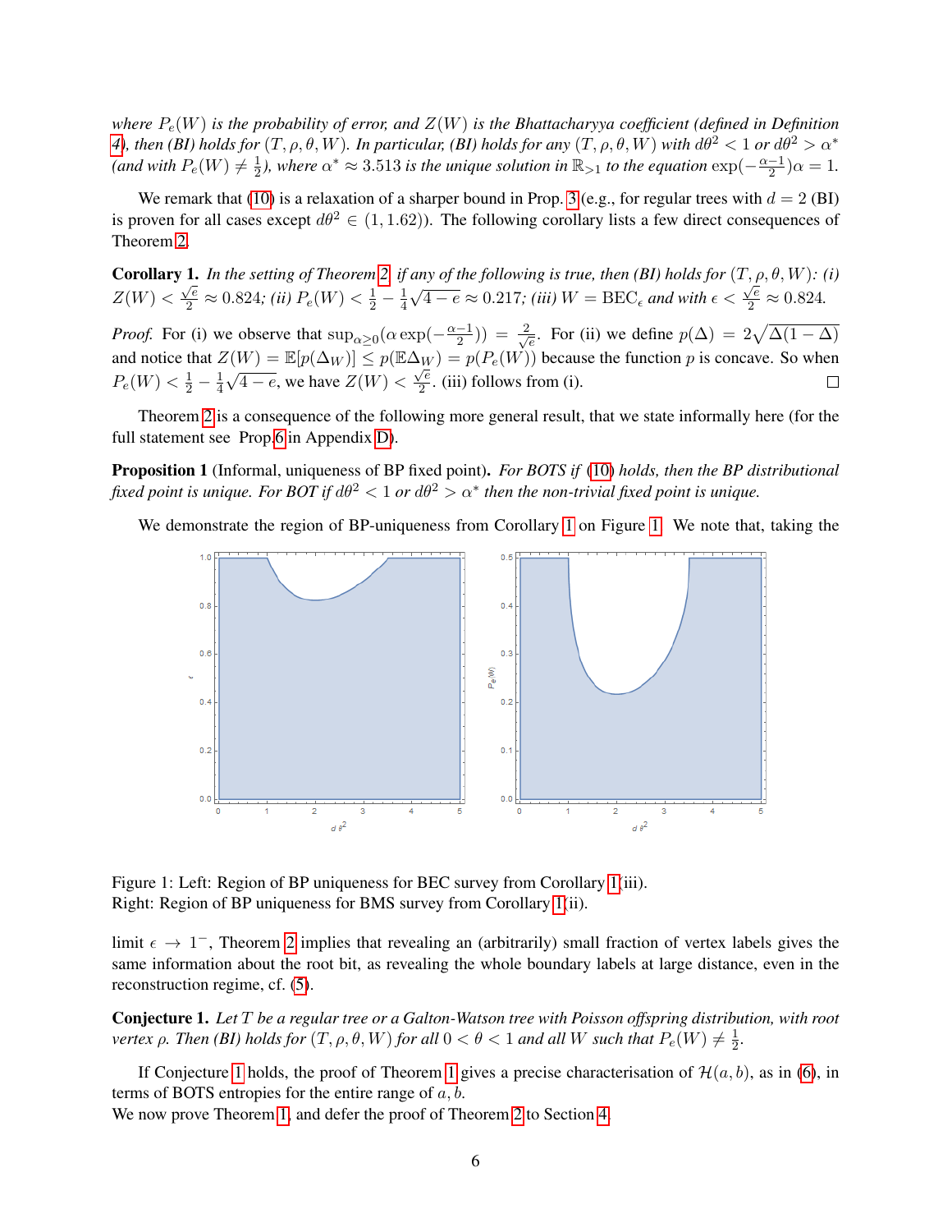*where $P_e(W)$ is the probability of error, and $Z(W)$ is the Bhattacharyya coefficient (defined in Definition 4), then (BI) holds for $(T, \rho, \theta, W)$. In particular, (BI) holds for any $(T, \rho, \theta, W)$ with $d\theta^2 < 1$ or $d\theta^2 > \alpha^*$ (and with $P_e(W) \neq \frac{1}{2}$), where $\alpha^* \approx 3.513$ is the unique solution in $\mathbb{R}_{>1}$ to the equation $\exp(-\frac{\alpha-1}{2})\alpha = 1$.*

We remark that (10) is a relaxation of a sharper bound in Prop. 3 (e.g., for regular trees with $d = 2$ (BI) is proven for all cases except $d\theta^2 \in (1, 1.62)$). The following corollary lists a few direct consequences of Theorem 2.

**Corollary 1.** *In the setting of Theorem 2, if any of the following is true, then (BI) holds for $(T, \rho, \theta, W)$: (i) $Z(W) < \frac{\sqrt{e}}{2} \approx 0.824$; (ii) $P_e(W) < \frac{1}{2} - \frac{1}{4}\sqrt{4-e} \approx 0.217$; (iii) $W = \mathrm{BEC}_\epsilon$ and with $\epsilon < \frac{\sqrt{e}}{2} \approx 0.824$.*

*Proof.* For (i) we observe that $\sup_{\alpha \geq 0}(\alpha \exp(-\frac{\alpha-1}{2})) = \frac{2}{\sqrt{e}}$. For (ii) we define $p(\Delta) = 2\sqrt{\Delta(1-\Delta)}$ and notice that $Z(W) = \mathbb{E}[p(\Delta_W)] \leq p(\mathbb{E}\Delta_W) = p(P_e(W))$ because the function $p$ is concave. So when $P_e(W) < \frac{1}{2} - \frac{1}{4}\sqrt{4-e}$, we have $Z(W) < \frac{\sqrt{e}}{2}$. (iii) follows from (i). $\square$

Theorem 2 is a consequence of the following more general result, that we state informally here (for the full statement see Prop. 6 in Appendix D).

**Proposition 1** (Informal, uniqueness of BP fixed point)**.** *For BOTS if (10) holds, then the BP distributional fixed point is unique. For BOT if $d\theta^2 < 1$ or $d\theta^2 > \alpha^*$ then the non-trivial fixed point is unique.*

We demonstrate the region of BP-uniqueness from Corollary 1 on Figure 1. We note that, taking the limit $\epsilon \to 1^-$, Theorem 2 implies that revealing an (arbitrarily) small fraction of vertex labels gives the same information about the root bit, as revealing the whole boundary labels at large distance, even in the reconstruction regime, cf. (5).

Figure 1: Left: Region of BP uniqueness for BEC survey from Corollary 1(iii).
Right: Region of BP uniqueness for BMS survey from Corollary 1(ii).

**Conjecture 1.** *Let $T$ be a regular tree or a Galton-Watson tree with Poisson offspring distribution, with root vertex $\rho$. Then (BI) holds for $(T, \rho, \theta, W)$ for all $0 < \theta < 1$ and all $W$ such that $P_e(W) \neq \frac{1}{2}$.*

If Conjecture 1 holds, the proof of Theorem 1 gives a precise characterisation of $\mathcal{H}(a, b)$, as in (6), in terms of BOTS entropies for the entire range of $a, b$.
We now prove Theorem 1, and defer the proof of Theorem 2 to Section 4.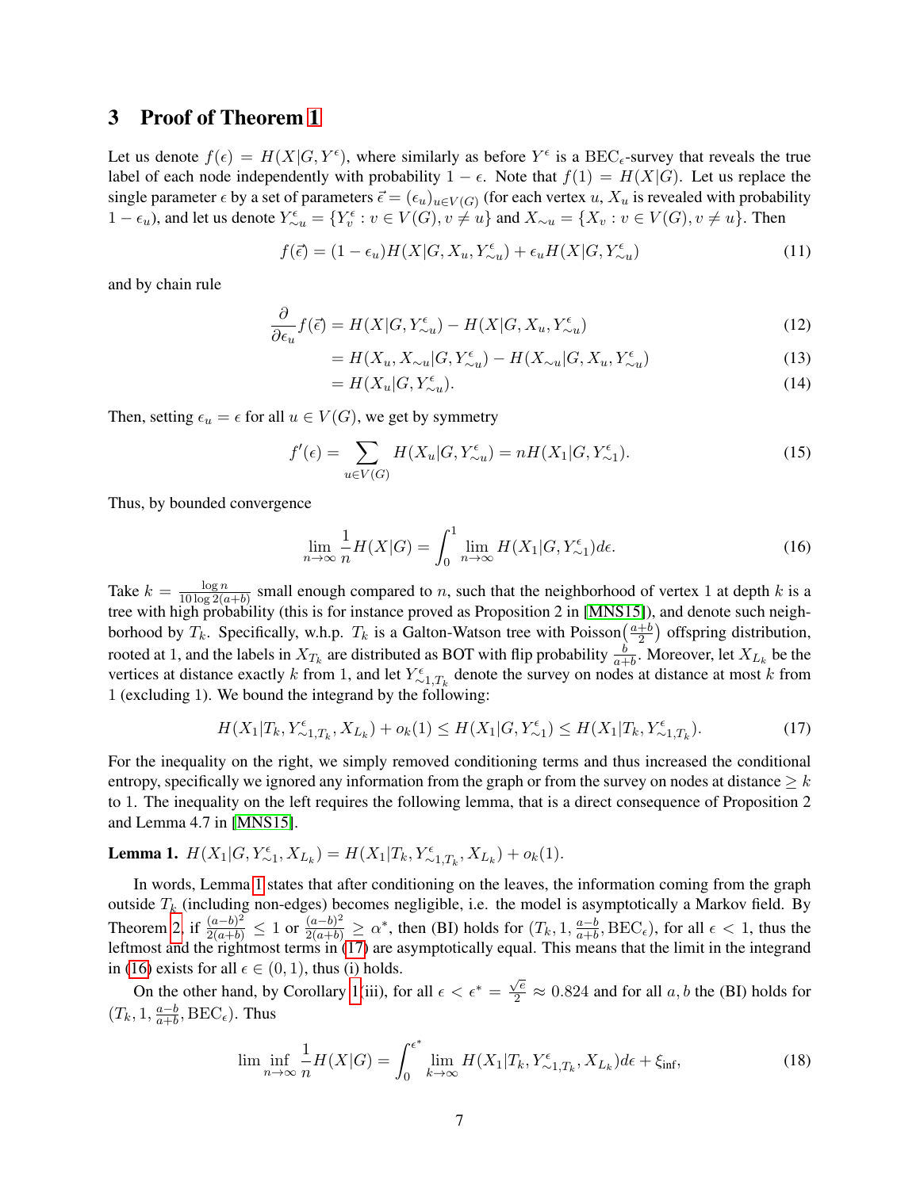## 3 Proof of Theorem 1

Let us denote $f(\epsilon) = H(X|G, Y^\epsilon)$, where similarly as before $Y^\epsilon$ is a BEC$_\epsilon$-survey that reveals the true label of each node independently with probability $1-\epsilon$. Note that $f(1) = H(X|G)$. Let us replace the single parameter $\epsilon$ by a set of parameters $\vec{\epsilon} = (\epsilon_u)_{u \in V(G)}$ (for each vertex $u$, $X_u$ is revealed with probability $1-\epsilon_u$), and let us denote $Y^\epsilon_{\sim u} = \{Y^\epsilon_v : v \in V(G), v \neq u\}$ and $X_{\sim u} = \{X_v : v \in V(G), v \neq u\}$. Then

$$f(\vec{\epsilon}) = (1-\epsilon_u) H(X|G, X_u, Y^\epsilon_{\sim u}) + \epsilon_u H(X|G, Y^\epsilon_{\sim u}) \tag{11}$$

and by chain rule

$$\frac{\partial}{\partial \epsilon_u} f(\vec{\epsilon}) = H(X|G, Y^\epsilon_{\sim u}) - H(X|G, X_u, Y^\epsilon_{\sim u}) \tag{12}$$

$$= H(X_u, X_{\sim u}|G, Y^\epsilon_{\sim u}) - H(X_{\sim u}|G, X_u, Y^\epsilon_{\sim u}) \tag{13}$$

$$= H(X_u|G, Y^\epsilon_{\sim u}). \tag{14}$$

Then, setting $\epsilon_u = \epsilon$ for all $u \in V(G)$, we get by symmetry

$$f'(\epsilon) = \sum_{u \in V(G)} H(X_u|G, Y^\epsilon_{\sim u}) = n H(X_1|G, Y^\epsilon_{\sim 1}). \tag{15}$$

Thus, by bounded convergence

$$\lim_{n\to\infty} \frac{1}{n} H(X|G) = \int_0^1 \lim_{n\to\infty} H(X_1|G, Y^\epsilon_{\sim 1}) d\epsilon. \tag{16}$$

Take $k = \frac{\log n}{10 \log 2(a+b)}$ small enough compared to $n$, such that the neighborhood of vertex 1 at depth $k$ is a tree with high probability (this is for instance proved as Proposition 2 in [MNS15]), and denote such neighborhood by $T_k$. Specifically, w.h.p. $T_k$ is a Galton-Watson tree with Poisson$\left(\frac{a+b}{2}\right)$ offspring distribution, rooted at 1, and the labels in $X_{T_k}$ are distributed as BOT with flip probability $\frac{b}{a+b}$. Moreover, let $X_{L_k}$ be the vertices at distance exactly $k$ from 1, and let $Y^\epsilon_{\sim 1, T_k}$ denote the survey on nodes at distance at most $k$ from 1 (excluding 1). We bound the integrand by the following:

$$H(X_1|T_k, Y^\epsilon_{\sim 1, T_k}, X_{L_k}) + o_k(1) \leq H(X_1|G, Y^\epsilon_{\sim 1}) \leq H(X_1|T_k, Y^\epsilon_{\sim 1, T_k}). \tag{17}$$

For the inequality on the right, we simply removed conditioning terms and thus increased the conditional entropy, specifically we ignored any information from the graph or from the survey on nodes at distance $\geq k$ to 1. The inequality on the left requires the following lemma, that is a direct consequence of Proposition 2 and Lemma 4.7 in [MNS15].

**Lemma 1.** $H(X_1|G, Y^\epsilon_{\sim 1}, X_{L_k}) = H(X_1|T_k, Y^\epsilon_{\sim 1, T_k}, X_{L_k}) + o_k(1)$.

In words, Lemma 1 states that after conditioning on the leaves, the information coming from the graph outside $T_k$ (including non-edges) becomes negligible, i.e. the model is asymptotically a Markov field. By Theorem 2, if $\frac{(a-b)^2}{2(a+b)} \leq 1$ or $\frac{(a-b)^2}{2(a+b)} \geq \alpha^*$, then (BI) holds for $(T_k, 1, \frac{a-b}{a+b}, \text{BEC}_\epsilon)$, for all $\epsilon < 1$, thus the leftmost and the rightmost terms in (17) are asymptotically equal. This means that the limit in the integrand in (16) exists for all $\epsilon \in (0, 1)$, thus (i) holds.

On the other hand, by Corollary 1(iii), for all $\epsilon < \epsilon^* = \frac{\sqrt{e}}{2} \approx 0.824$ and for all $a, b$ the (BI) holds for $(T_k, 1, \frac{a-b}{a+b}, \text{BEC}_\epsilon)$. Thus

$$\liminf_{n\to\infty} \frac{1}{n} H(X|G) = \int_0^{\epsilon^*} \lim_{k\to\infty} H(X_1|T_k, Y^\epsilon_{\sim 1, T_k}, X_{L_k}) d\epsilon + \xi_{\text{inf}}, \tag{18}$$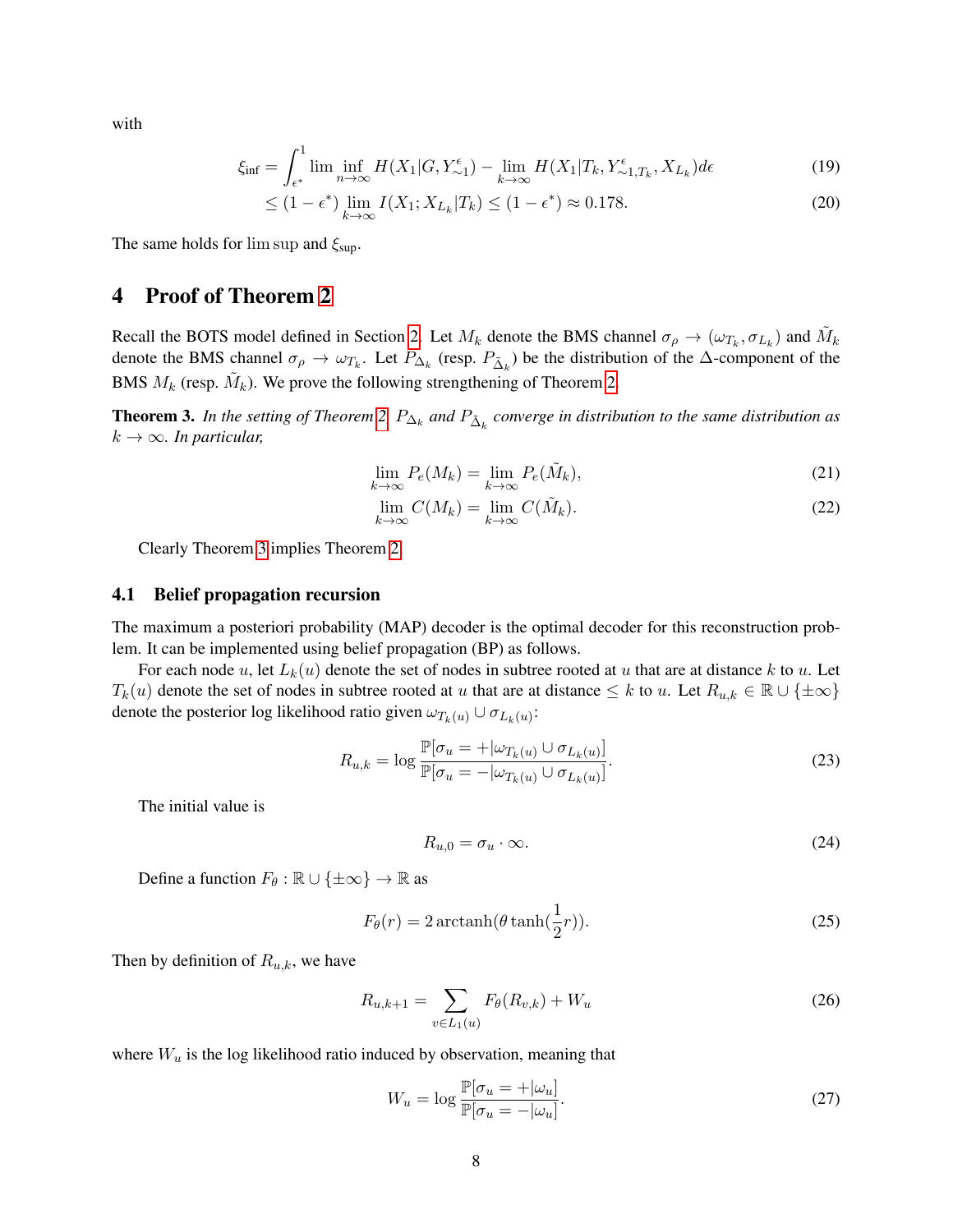with

$$\xi_{\text{inf}} = \int_{\epsilon^*}^{1} \liminf_{n\to\infty} H(X_1|G, Y^{\epsilon}_{\sim 1}) - \lim_{k\to\infty} H(X_1|T_k, Y^{\epsilon}_{\sim 1,T_k}, X_{L_k}) d\epsilon \tag{19}$$

$$\leq (1-\epsilon^*) \lim_{k\to\infty} I(X_1; X_{L_k}|T_k) \leq (1-\epsilon^*) \approx 0.178. \tag{20}$$

The same holds for $\limsup$ and $\xi_{\text{sup}}$.

# 4 Proof of Theorem 2

Recall the BOTS model defined in Section 2. Let $M_k$ denote the BMS channel $\sigma_\rho \to (\omega_{T_k}, \sigma_{L_k})$ and $\tilde{M}_k$ denote the BMS channel $\sigma_\rho \to \omega_{T_k}$. Let $P_{\Delta_k}$ (resp. $P_{\tilde{\Delta}_k}$) be the distribution of the $\Delta$-component of the BMS $M_k$ (resp. $\tilde{M}_k$). We prove the following strengthening of Theorem 2.

**Theorem 3.** *In the setting of Theorem 2, $P_{\Delta_k}$ and $P_{\tilde{\Delta}_k}$ converge in distribution to the same distribution as $k \to \infty$. In particular,*

$$\lim_{k\to\infty} P_e(M_k) = \lim_{k\to\infty} P_e(\tilde{M}_k), \tag{21}$$

$$\lim_{k\to\infty} C(M_k) = \lim_{k\to\infty} C(\tilde{M}_k). \tag{22}$$

Clearly Theorem 3 implies Theorem 2.

## 4.1 Belief propagation recursion

The maximum a posteriori probability (MAP) decoder is the optimal decoder for this reconstruction problem. It can be implemented using belief propagation (BP) as follows.

For each node $u$, let $L_k(u)$ denote the set of nodes in subtree rooted at $u$ that are at distance $k$ to $u$. Let $T_k(u)$ denote the set of nodes in subtree rooted at $u$ that are at distance $\leq k$ to $u$. Let $R_{u,k} \in \mathbb{R} \cup \{\pm\infty\}$ denote the posterior log likelihood ratio given $\omega_{T_k(u)} \cup \sigma_{L_k(u)}$:

$$R_{u,k} = \log \frac{\mathbb{P}[\sigma_u = +|\omega_{T_k(u)} \cup \sigma_{L_k(u)}]}{\mathbb{P}[\sigma_u = -|\omega_{T_k(u)} \cup \sigma_{L_k(u)}]}. \tag{23}$$

The initial value is

$$R_{u,0} = \sigma_u \cdot \infty. \tag{24}$$

Define a function $F_\theta : \mathbb{R} \cup \{\pm\infty\} \to \mathbb{R}$ as

$$F_\theta(r) = 2\operatorname{arctanh}(\theta \tanh(\frac{1}{2}r)). \tag{25}$$

Then by definition of $R_{u,k}$, we have

$$R_{u,k+1} = \sum_{v \in L_1(u)} F_\theta(R_{v,k}) + W_u \tag{26}$$

where $W_u$ is the log likelihood ratio induced by observation, meaning that

$$W_u = \log \frac{\mathbb{P}[\sigma_u = +|\omega_u]}{\mathbb{P}[\sigma_u = -|\omega_u]}. \tag{27}$$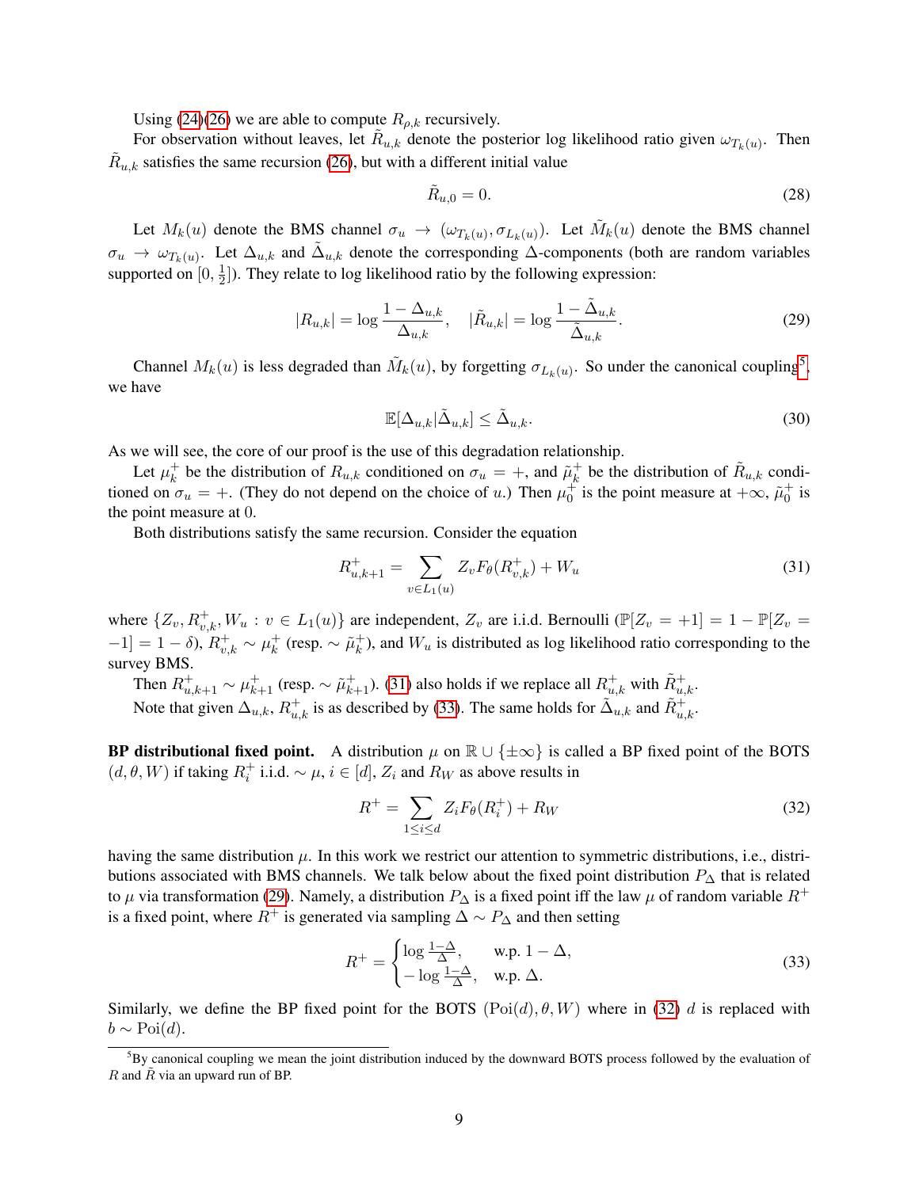Using (24)(26) we are able to compute $R_{\rho,k}$ recursively.

For observation without leaves, let $\tilde{R}_{u,k}$ denote the posterior log likelihood ratio given $\omega_{T_k(u)}$. Then $\tilde{R}_{u,k}$ satisfies the same recursion (26), but with a different initial value

$$\tilde{R}_{u,0} = 0. \tag{28}$$

Let $M_k(u)$ denote the BMS channel $\sigma_u \to (\omega_{T_k(u)}, \sigma_{L_k(u)})$. Let $\tilde{M}_k(u)$ denote the BMS channel $\sigma_u \to \omega_{T_k(u)}$. Let $\Delta_{u,k}$ and $\tilde{\Delta}_{u,k}$ denote the corresponding $\Delta$-components (both are random variables supported on $[0, \frac{1}{2}]$). They relate to log likelihood ratio by the following expression:

$$|R_{u,k}| = \log \frac{1 - \Delta_{u,k}}{\Delta_{u,k}}, \quad |\tilde{R}_{u,k}| = \log \frac{1 - \tilde{\Delta}_{u,k}}{\tilde{\Delta}_{u,k}}. \tag{29}$$

Channel $M_k(u)$ is less degraded than $\tilde{M}_k(u)$, by forgetting $\sigma_{L_k(u)}$. So under the canonical coupling[5], we have

$$\mathbb{E}[\Delta_{u,k} | \tilde{\Delta}_{u,k}] \le \tilde{\Delta}_{u,k}. \tag{30}$$

As we will see, the core of our proof is the use of this degradation relationship.

Let $\mu_k^+$ be the distribution of $R_{u,k}$ conditioned on $\sigma_u = +$, and $\tilde{\mu}_k^+$ be the distribution of $\tilde{R}_{u,k}$ conditioned on $\sigma_u = +$. (They do not depend on the choice of $u$.) Then $\mu_0^+$ is the point measure at $+\infty$, $\tilde{\mu}_0^+$ is the point measure at $0$.

Both distributions satisfy the same recursion. Consider the equation

$$R_{u,k+1}^+ = \sum_{v \in L_1(u)} Z_v F_\theta(R_{v,k}^+) + W_u \tag{31}$$

where $\{Z_v, R_{v,k}^+, W_u : v \in L_1(u)\}$ are independent, $Z_v$ are i.i.d. Bernoulli ($\mathbb{P}[Z_v = +1] = 1 - \mathbb{P}[Z_v = -1] = 1 - \delta$), $R_{v,k}^+ \sim \mu_k^+$ (resp. $\sim \tilde{\mu}_k^+$), and $W_u$ is distributed as log likelihood ratio corresponding to the survey BMS.

Then $R_{u,k+1}^+ \sim \mu_{k+1}^+$ (resp. $\sim \tilde{\mu}_{k+1}^+$). (31) also holds if we replace all $R_{u,k}^+$ with $\tilde{R}_{u,k}^+$.

Note that given $\Delta_{u,k}$, $R_{u,k}^+$ is as described by (33). The same holds for $\tilde{\Delta}_{u,k}$ and $\tilde{R}_{u,k}^+$.

**BP distributional fixed point.** A distribution $\mu$ on $\mathbb{R} \cup \{\pm\infty\}$ is called a BP fixed point of the BOTS $(d, \theta, W)$ if taking $R_i^+$ i.i.d. $\sim \mu$, $i \in [d]$, $Z_i$ and $R_W$ as above results in

$$R^+ = \sum_{1 \le i \le d} Z_i F_\theta(R_i^+) + R_W \tag{32}$$

having the same distribution $\mu$. In this work we restrict our attention to symmetric distributions, i.e., distributions associated with BMS channels. We talk below about the fixed point distribution $P_\Delta$ that is related to $\mu$ via transformation (29). Namely, a distribution $P_\Delta$ is a fixed point iff the law $\mu$ of random variable $R^+$ is a fixed point, where $R^+$ is generated via sampling $\Delta \sim P_\Delta$ and then setting

$$R^+ = \begin{cases} \log \frac{1-\Delta}{\Delta}, & \text{w.p. } 1 - \Delta, \\ -\log \frac{1-\Delta}{\Delta}, & \text{w.p. } \Delta. \end{cases} \tag{33}$$

Similarly, we define the BP fixed point for the BOTS $(\text{Poi}(d), \theta, W)$ where in (32) $d$ is replaced with $b \sim \text{Poi}(d)$.

[5] By canonical coupling we mean the joint distribution induced by the downward BOTS process followed by the evaluation of $R$ and $\tilde{R}$ via an upward run of BP.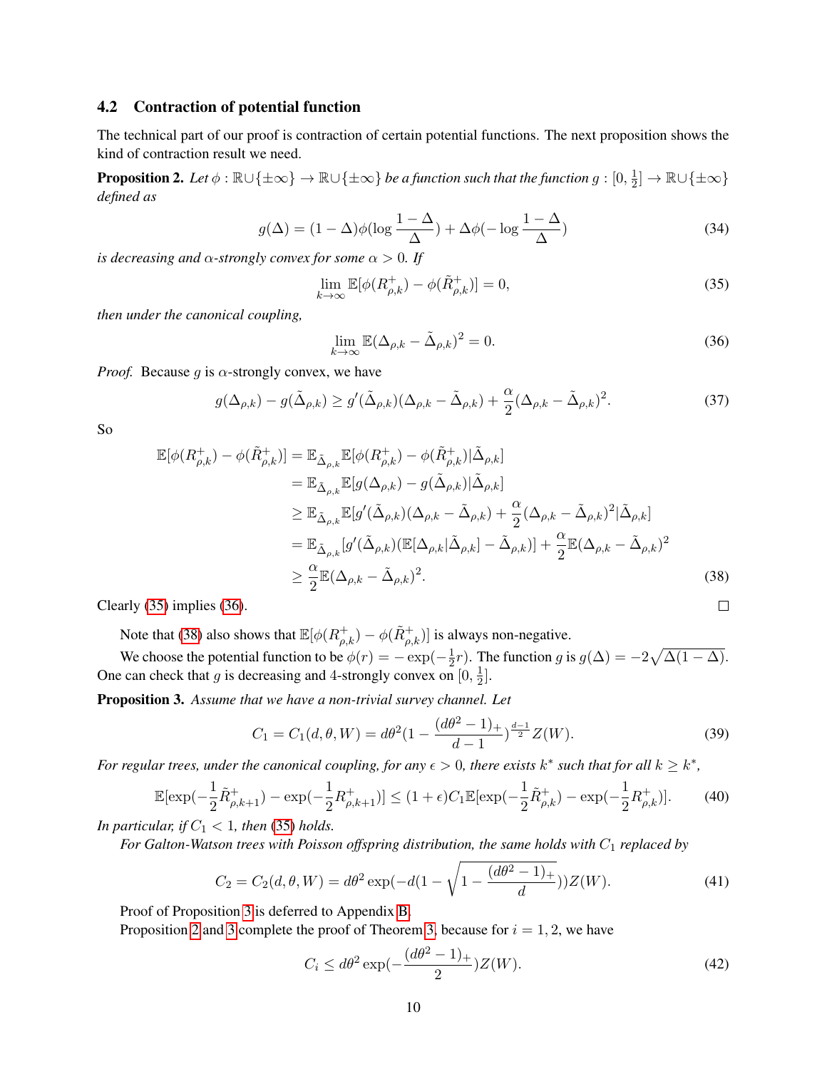### 4.2 Contraction of potential function

The technical part of our proof is contraction of certain potential functions. The next proposition shows the kind of contraction result we need.

**Proposition 2.** *Let $\phi : \mathbb{R}\cup\{\pm\infty\} \to \mathbb{R}\cup\{\pm\infty\}$ be a function such that the function $g : [0, \frac{1}{2}] \to \mathbb{R}\cup\{\pm\infty\}$ defined as*

$$g(\Delta) = (1-\Delta)\phi(\log\frac{1-\Delta}{\Delta}) + \Delta\phi(-\log\frac{1-\Delta}{\Delta}) \tag{34}$$

*is decreasing and $\alpha$-strongly convex for some $\alpha > 0$. If*

$$\lim_{k\to\infty} \mathbb{E}[\phi(R^+_{\rho,k}) - \phi(\tilde{R}^+_{\rho,k})] = 0, \tag{35}$$

*then under the canonical coupling,*

$$\lim_{k\to\infty} \mathbb{E}(\Delta_{\rho,k} - \tilde{\Delta}_{\rho,k})^2 = 0. \tag{36}$$

*Proof.* Because $g$ is $\alpha$-strongly convex, we have

$$g(\Delta_{\rho,k}) - g(\tilde{\Delta}_{\rho,k}) \geq g'(\tilde{\Delta}_{\rho,k})(\Delta_{\rho,k} - \tilde{\Delta}_{\rho,k}) + \frac{\alpha}{2}(\Delta_{\rho,k} - \tilde{\Delta}_{\rho,k})^2. \tag{37}$$

So

$$\begin{aligned}
\mathbb{E}[\phi(R^+_{\rho,k}) - \phi(\tilde{R}^+_{\rho,k})] &= \mathbb{E}_{\tilde{\Delta}_{\rho,k}}\mathbb{E}[\phi(R^+_{\rho,k}) - \phi(\tilde{R}^+_{\rho,k})|\tilde{\Delta}_{\rho,k}] \\
&= \mathbb{E}_{\tilde{\Delta}_{\rho,k}}\mathbb{E}[g(\Delta_{\rho,k}) - g(\tilde{\Delta}_{\rho,k})|\tilde{\Delta}_{\rho,k}] \\
&\geq \mathbb{E}_{\tilde{\Delta}_{\rho,k}}\mathbb{E}[g'(\tilde{\Delta}_{\rho,k})(\Delta_{\rho,k} - \tilde{\Delta}_{\rho,k}) + \frac{\alpha}{2}(\Delta_{\rho,k} - \tilde{\Delta}_{\rho,k})^2|\tilde{\Delta}_{\rho,k}] \\
&= \mathbb{E}_{\tilde{\Delta}_{\rho,k}}[g'(\tilde{\Delta}_{\rho,k})(\mathbb{E}[\Delta_{\rho,k}|\tilde{\Delta}_{\rho,k}] - \tilde{\Delta}_{\rho,k})] + \frac{\alpha}{2}\mathbb{E}(\Delta_{\rho,k} - \tilde{\Delta}_{\rho,k})^2 \\
&\geq \frac{\alpha}{2}\mathbb{E}(\Delta_{\rho,k} - \tilde{\Delta}_{\rho,k})^2.
\end{aligned} \tag{38}$$

Clearly (35) implies (36). ☐

Note that (38) also shows that $\mathbb{E}[\phi(R^+_{\rho,k}) - \phi(\tilde{R}^+_{\rho,k})]$ is always non-negative.

We choose the potential function to be $\phi(r) = -\exp(-\frac{1}{2}r)$. The function $g$ is $g(\Delta) = -2\sqrt{\Delta(1-\Delta)}$. One can check that $g$ is decreasing and 4-strongly convex on $[0, \frac{1}{2}]$.

**Proposition 3.** *Assume that we have a non-trivial survey channel. Let*

$$C_1 = C_1(d, \theta, W) = d\theta^2(1 - \frac{(d\theta^2-1)_+}{d-1})^{\frac{d-1}{2}} Z(W). \tag{39}$$

*For regular trees, under the canonical coupling, for any $\epsilon > 0$, there exists $k^*$ such that for all $k \geq k^*$,*

$$\mathbb{E}[\exp(-\frac{1}{2}\tilde{R}^+_{\rho,k+1}) - \exp(-\frac{1}{2}R^+_{\rho,k+1})] \leq (1+\epsilon)C_1\mathbb{E}[\exp(-\frac{1}{2}\tilde{R}^+_{\rho,k}) - \exp(-\frac{1}{2}R^+_{\rho,k})]. \tag{40}$$

*In particular, if $C_1 < 1$, then (35) holds.*

*For Galton-Watson trees with Poisson offspring distribution, the same holds with $C_1$ replaced by*

$$C_2 = C_2(d, \theta, W) = d\theta^2 \exp(-d(1 - \sqrt{1 - \frac{(d\theta^2-1)_+}{d}}))Z(W). \tag{41}$$

Proof of Proposition 3 is deferred to Appendix B.

Proposition 2 and 3 complete the proof of Theorem 3, because for $i = 1, 2$, we have

$$C_i \leq d\theta^2 \exp(-\frac{(d\theta^2-1)_+}{2})Z(W). \tag{42}$$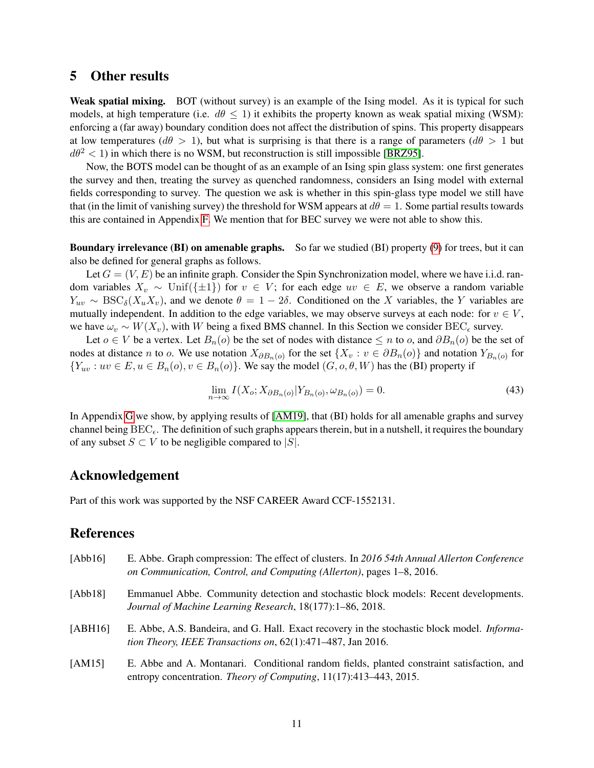# 5 Other results

**Weak spatial mixing.** BOT (without survey) is an example of the Ising model. As it is typical for such models, at high temperature (i.e. $d\theta \le 1$) it exhibits the property known as weak spatial mixing (WSM): enforcing a (far away) boundary condition does not affect the distribution of spins. This property disappears at low temperatures ($d\theta > 1$), but what is surprising is that there is a range of parameters ($d\theta > 1$ but $d\theta^2 < 1$) in which there is no WSM, but reconstruction is still impossible [BRZ95].

Now, the BOTS model can be thought of as an example of an Ising spin glass system: one first generates the survey and then, treating the survey as quenched randomness, considers an Ising model with external fields corresponding to survey. The question we ask is whether in this spin-glass type model we still have that (in the limit of vanishing survey) the threshold for WSM appears at $d\theta = 1$. Some partial results towards this are contained in Appendix F. We mention that for BEC survey we were not able to show this.

**Boundary irrelevance (BI) on amenable graphs.** So far we studied (BI) property (9) for trees, but it can also be defined for general graphs as follows.

Let $G = (V, E)$ be an infinite graph. Consider the Spin Synchronization model, where we have i.i.d. random variables $X_v \sim \mathrm{Unif}(\{\pm 1\})$ for $v \in V$; for each edge $uv \in E$, we observe a random variable $Y_{uv} \sim \mathrm{BSC}_\delta(X_u X_v)$, and we denote $\theta = 1 - 2\delta$. Conditioned on the $X$ variables, the $Y$ variables are mutually independent. In addition to the edge variables, we may observe surveys at each node: for $v \in V$, we have $\omega_v \sim W(X_v)$, with $W$ being a fixed BMS channel. In this Section we consider $\mathrm{BEC}_\epsilon$ survey.

Let $o \in V$ be a vertex. Let $B_n(o)$ be the set of nodes with distance $\le n$ to $o$, and $\partial B_n(o)$ be the set of nodes at distance $n$ to $o$. We use notation $X_{\partial B_n(o)}$ for the set $\{X_v : v \in \partial B_n(o)\}$ and notation $Y_{B_n(o)}$ for $\{Y_{uv} : uv \in E, u \in B_n(o), v \in B_n(o)\}$. We say the model $(G, o, \theta, W)$ has the (BI) property if

$$\lim_{n \to \infty} I(X_o; X_{\partial B_n(o)} | Y_{B_n(o)}, \omega_{B_n(o)}) = 0. \tag{43}$$

In Appendix G we show, by applying results of [AM19], that (BI) holds for all amenable graphs and survey channel being $\mathrm{BEC}_\epsilon$. The definition of such graphs appears therein, but in a nutshell, it requires the boundary of any subset $S \subset V$ to be negligible compared to $|S|$.

## Acknowledgement

Part of this work was supported by the NSF CAREER Award CCF-1552131.

## References

[Abb16] E. Abbe. Graph compression: The effect of clusters. In *2016 54th Annual Allerton Conference on Communication, Control, and Computing (Allerton)*, pages 1–8, 2016.

[Abb18] Emmanuel Abbe. Community detection and stochastic block models: Recent developments. *Journal of Machine Learning Research*, 18(177):1–86, 2018.

[ABH16] E. Abbe, A.S. Bandeira, and G. Hall. Exact recovery in the stochastic block model. *Information Theory, IEEE Transactions on*, 62(1):471–487, Jan 2016.

[AM15] E. Abbe and A. Montanari. Conditional random fields, planted constraint satisfaction, and entropy concentration. *Theory of Computing*, 11(17):413–443, 2015.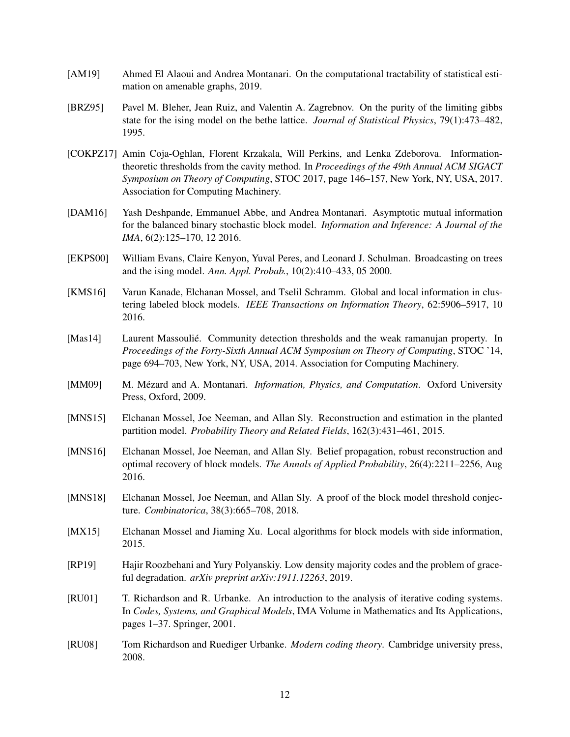[AM19] Ahmed El Alaoui and Andrea Montanari. On the computational tractability of statistical estimation on amenable graphs, 2019.

[BRZ95] Pavel M. Bleher, Jean Ruiz, and Valentin A. Zagrebnov. On the purity of the limiting gibbs state for the ising model on the bethe lattice. *Journal of Statistical Physics*, 79(1):473–482, 1995.

[COKPZ17] Amin Coja-Oghlan, Florent Krzakala, Will Perkins, and Lenka Zdeborova. Information-theoretic thresholds from the cavity method. In *Proceedings of the 49th Annual ACM SIGACT Symposium on Theory of Computing*, STOC 2017, page 146–157, New York, NY, USA, 2017. Association for Computing Machinery.

[DAM16] Yash Deshpande, Emmanuel Abbe, and Andrea Montanari. Asymptotic mutual information for the balanced binary stochastic block model. *Information and Inference: A Journal of the IMA*, 6(2):125–170, 12 2016.

[EKPS00] William Evans, Claire Kenyon, Yuval Peres, and Leonard J. Schulman. Broadcasting on trees and the ising model. *Ann. Appl. Probab.*, 10(2):410–433, 05 2000.

[KMS16] Varun Kanade, Elchanan Mossel, and Tselil Schramm. Global and local information in clustering labeled block models. *IEEE Transactions on Information Theory*, 62:5906–5917, 10 2016.

[Mas14] Laurent Massoulié. Community detection thresholds and the weak ramanujan property. In *Proceedings of the Forty-Sixth Annual ACM Symposium on Theory of Computing*, STOC '14, page 694–703, New York, NY, USA, 2014. Association for Computing Machinery.

[MM09] M. Mézard and A. Montanari. *Information, Physics, and Computation*. Oxford University Press, Oxford, 2009.

[MNS15] Elchanan Mossel, Joe Neeman, and Allan Sly. Reconstruction and estimation in the planted partition model. *Probability Theory and Related Fields*, 162(3):431–461, 2015.

[MNS16] Elchanan Mossel, Joe Neeman, and Allan Sly. Belief propagation, robust reconstruction and optimal recovery of block models. *The Annals of Applied Probability*, 26(4):2211–2256, Aug 2016.

[MNS18] Elchanan Mossel, Joe Neeman, and Allan Sly. A proof of the block model threshold conjecture. *Combinatorica*, 38(3):665–708, 2018.

[MX15] Elchanan Mossel and Jiaming Xu. Local algorithms for block models with side information, 2015.

[RP19] Hajir Roozbehani and Yury Polyanskiy. Low density majority codes and the problem of graceful degradation. *arXiv preprint arXiv:1911.12263*, 2019.

[RU01] T. Richardson and R. Urbanke. An introduction to the analysis of iterative coding systems. In *Codes, Systems, and Graphical Models*, IMA Volume in Mathematics and Its Applications, pages 1–37. Springer, 2001.

[RU08] Tom Richardson and Ruediger Urbanke. *Modern coding theory*. Cambridge university press, 2008.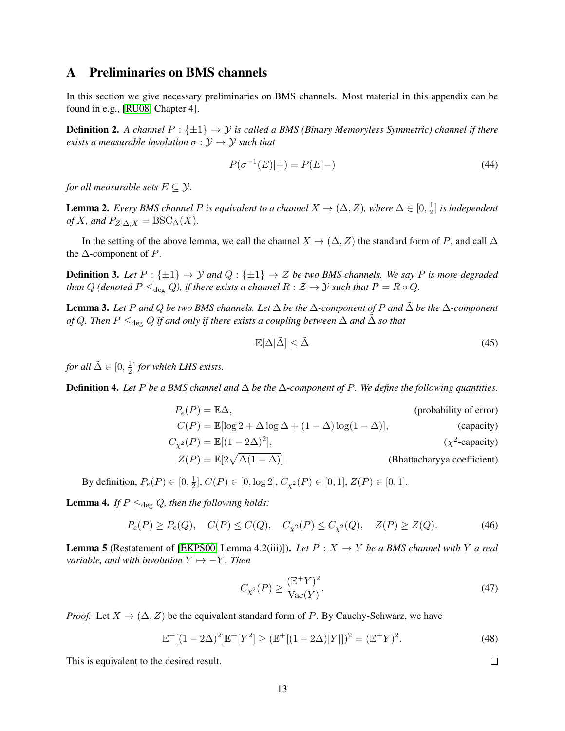## A Preliminaries on BMS channels

In this section we give necessary preliminaries on BMS channels. Most material in this appendix can be found in e.g., [RU08, Chapter 4].

**Definition 2.** *A channel $P : \{\pm 1\} \to \mathcal{Y}$ is called a BMS (Binary Memoryless Symmetric) channel if there exists a measurable involution $\sigma : \mathcal{Y} \to \mathcal{Y}$ such that*

$$P(\sigma^{-1}(E)|+) = P(E|-) \tag{44}$$

*for all measurable sets $E \subseteq \mathcal{Y}$.*

**Lemma 2.** *Every BMS channel $P$ is equivalent to a channel $X \to (\Delta, Z)$, where $\Delta \in [0, \frac{1}{2}]$ is independent of $X$, and $P_{Z|\Delta,X} = \mathrm{BSC}_\Delta(X)$.*

In the setting of the above lemma, we call the channel $X \to (\Delta, Z)$ the standard form of $P$, and call $\Delta$ the $\Delta$-component of $P$.

**Definition 3.** *Let $P : \{\pm 1\} \to \mathcal{Y}$ and $Q : \{\pm 1\} \to \mathcal{Z}$ be two BMS channels. We say $P$ is more degraded than $Q$ (denoted $P \le_{\deg} Q$), if there exists a channel $R : \mathcal{Z} \to \mathcal{Y}$ such that $P = R \circ Q$.*

**Lemma 3.** *Let $P$ and $Q$ be two BMS channels. Let $\Delta$ be the $\Delta$-component of $P$ and $\tilde{\Delta}$ be the $\Delta$-component of $Q$. Then $P \le_{\deg} Q$ if and only if there exists a coupling between $\Delta$ and $\tilde{\Delta}$ so that*

$$\mathbb{E}[\Delta|\tilde{\Delta}] \le \tilde{\Delta} \tag{45}$$

*for all $\tilde{\Delta} \in [0, \frac{1}{2}]$ for which LHS exists.*

**Definition 4.** *Let $P$ be a BMS channel and $\Delta$ be the $\Delta$-component of $P$. We define the following quantities.*

$$\begin{aligned}
P_e(P) &= \mathbb{E}\Delta, && \text{(probability of error)}\\
C(P) &= \mathbb{E}[\log 2 + \Delta \log \Delta + (1-\Delta)\log(1-\Delta)], && \text{(capacity)}\\
C_{\chi^2}(P) &= \mathbb{E}[(1-2\Delta)^2], && \text{($\chi^2$-capacity)}\\
Z(P) &= \mathbb{E}[2\sqrt{\Delta(1-\Delta)}]. && \text{(Bhattacharyya coefficient)}
\end{aligned}$$

By definition, $P_e(P) \in [0, \frac{1}{2}]$, $C(P) \in [0, \log 2]$, $C_{\chi^2}(P) \in [0, 1]$, $Z(P) \in [0, 1]$.

**Lemma 4.** *If $P \le_{\deg} Q$, then the following holds:*

$$P_e(P) \ge P_e(Q), \quad C(P) \le C(Q), \quad C_{\chi^2}(P) \le C_{\chi^2}(Q), \quad Z(P) \ge Z(Q). \tag{46}$$

**Lemma 5** (Restatement of [EKPS00, Lemma 4.2(iii)])**.** *Let $P : X \to Y$ be a BMS channel with $Y$ a real variable, and with involution $Y \mapsto -Y$. Then*

$$C_{\chi^2}(P) \ge \frac{(\mathbb{E}^+ Y)^2}{\mathrm{Var}(Y)}. \tag{47}$$

*Proof.* Let $X \to (\Delta, Z)$ be the equivalent standard form of $P$. By Cauchy-Schwarz, we have

$$\mathbb{E}^+[(1-2\Delta)^2]\mathbb{E}^+[Y^2] \ge (\mathbb{E}^+[(1-2\Delta)|Y|])^2 = (\mathbb{E}^+ Y)^2. \tag{48}$$

This is equivalent to the desired result. ∎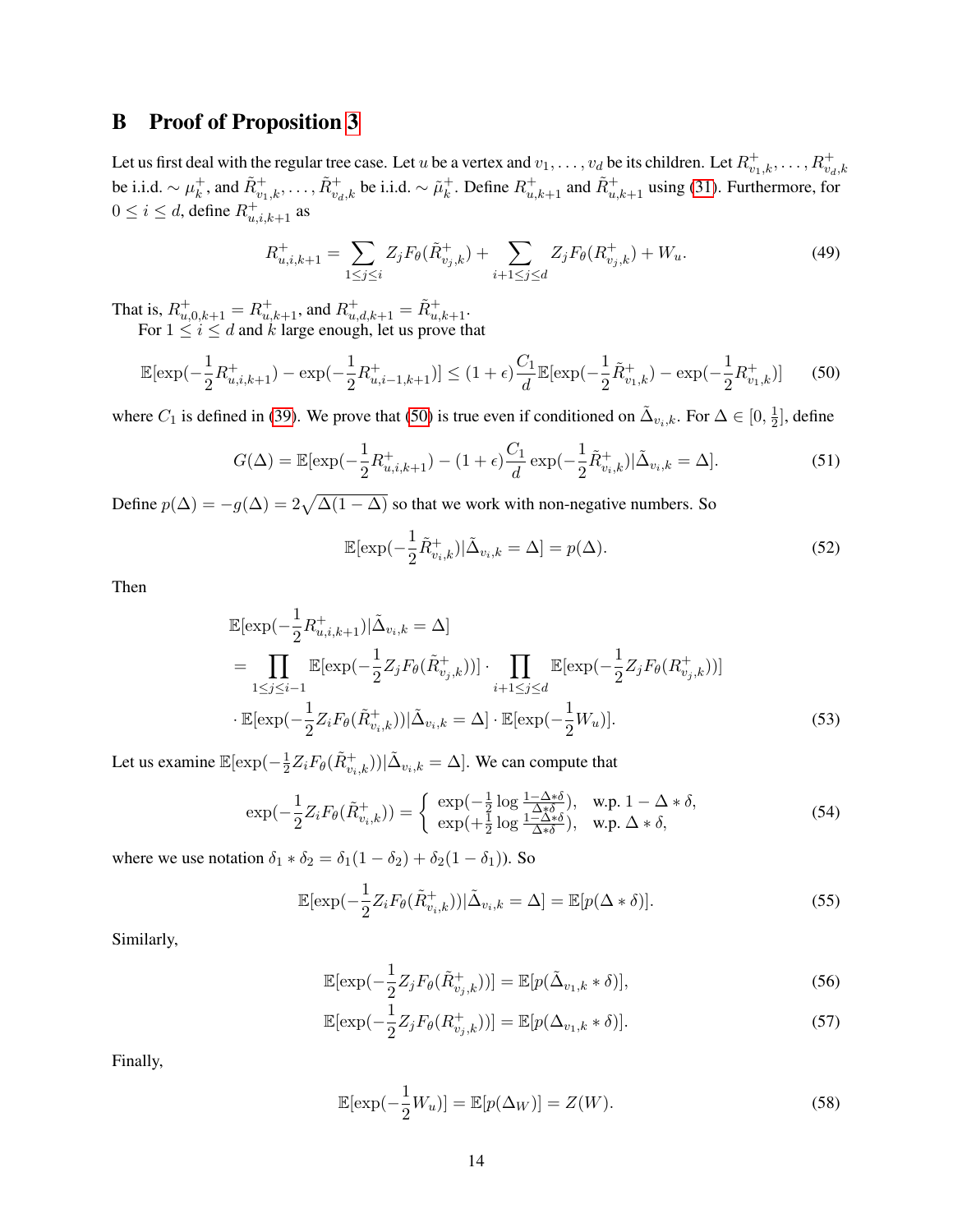# B Proof of Proposition 3

Let us first deal with the regular tree case. Let $u$ be a vertex and $v_1, \dots, v_d$ be its children. Let $R^+_{v_1,k}, \dots, R^+_{v_d,k}$ be i.i.d. $\sim \mu^+_k$, and $\tilde{R}^+_{v_1,k}, \dots, \tilde{R}^+_{v_d,k}$ be i.i.d. $\sim \tilde{\mu}^+_k$. Define $R^+_{u,k+1}$ and $\tilde{R}^+_{u,k+1}$ using (31). Furthermore, for $0 \le i \le d$, define $R^+_{u,i,k+1}$ as

$$R^+_{u,i,k+1} = \sum_{1 \le j \le i} Z_j F_\theta(\tilde{R}^+_{v_j,k}) + \sum_{i+1 \le j \le d} Z_j F_\theta(R^+_{v_j,k}) + W_u. \tag{49}$$

That is, $R^+_{u,0,k+1} = R^+_{u,k+1}$, and $R^+_{u,d,k+1} = \tilde{R}^+_{u,k+1}$.

For $1 \le i \le d$ and $k$ large enough, let us prove that

$$\mathbb{E}[\exp(-\frac{1}{2}R^+_{u,i,k+1}) - \exp(-\frac{1}{2}R^+_{u,i-1,k+1})] \le (1+\epsilon)\frac{C_1}{d}\mathbb{E}[\exp(-\frac{1}{2}\tilde{R}^+_{v_1,k}) - \exp(-\frac{1}{2}R^+_{v_1,k})] \tag{50}$$

where $C_1$ is defined in (39). We prove that (50) is true even if conditioned on $\tilde{\Delta}_{v_i,k}$. For $\Delta \in [0, \frac{1}{2}]$, define

$$G(\Delta) = \mathbb{E}[\exp(-\frac{1}{2}R^+_{u,i,k+1}) - (1+\epsilon)\frac{C_1}{d}\exp(-\frac{1}{2}\tilde{R}^+_{v_i,k}) | \tilde{\Delta}_{v_i,k} = \Delta]. \tag{51}$$

Define $p(\Delta) = -g(\Delta) = 2\sqrt{\Delta(1-\Delta)}$ so that we work with non-negative numbers. So

$$\mathbb{E}[\exp(-\frac{1}{2}\tilde{R}^+_{v_i,k}) | \tilde{\Delta}_{v_i,k} = \Delta] = p(\Delta). \tag{52}$$

Then

$$\begin{aligned}
&\mathbb{E}[\exp(-\frac{1}{2}R^+_{u,i,k+1}) | \tilde{\Delta}_{v_i,k} = \Delta] \\
&= \prod_{1 \le j \le i-1} \mathbb{E}[\exp(-\frac{1}{2}Z_j F_\theta(\tilde{R}^+_{v_j,k}))] \cdot \prod_{i+1 \le j \le d} \mathbb{E}[\exp(-\frac{1}{2}Z_j F_\theta(R^+_{v_j,k}))] \\
&\cdot \mathbb{E}[\exp(-\frac{1}{2}Z_i F_\theta(\tilde{R}^+_{v_i,k})) | \tilde{\Delta}_{v_i,k} = \Delta] \cdot \mathbb{E}[\exp(-\frac{1}{2}W_u)].
\end{aligned} \tag{53}$$

Let us examine $\mathbb{E}[\exp(-\frac{1}{2}Z_i F_\theta(\tilde{R}^+_{v_i,k})) | \tilde{\Delta}_{v_i,k} = \Delta]$. We can compute that

$$\exp(-\frac{1}{2}Z_i F_\theta(\tilde{R}^+_{v_i,k})) = \begin{cases} \exp(-\frac{1}{2}\log\frac{1-\Delta*\delta}{\Delta*\delta}), & \text{w.p. } 1-\Delta*\delta, \\ \exp(+\frac{1}{2}\log\frac{1-\Delta*\delta}{\Delta*\delta}), & \text{w.p. } \Delta*\delta, \end{cases} \tag{54}$$

where we use notation $\delta_1 * \delta_2 = \delta_1(1-\delta_2) + \delta_2(1-\delta_1)$). So

$$\mathbb{E}[\exp(-\frac{1}{2}Z_i F_\theta(\tilde{R}^+_{v_i,k})) | \tilde{\Delta}_{v_i,k} = \Delta] = \mathbb{E}[p(\Delta * \delta)]. \tag{55}$$

Similarly,

$$\mathbb{E}[\exp(-\frac{1}{2}Z_j F_\theta(\tilde{R}^+_{v_j,k}))] = \mathbb{E}[p(\tilde{\Delta}_{v_1,k} * \delta)], \tag{56}$$

$$\mathbb{E}[\exp(-\frac{1}{2}Z_j F_\theta(R^+_{v_j,k}))] = \mathbb{E}[p(\Delta_{v_1,k} * \delta)]. \tag{57}$$

Finally,

$$\mathbb{E}[\exp(-\frac{1}{2}W_u)] = \mathbb{E}[p(\Delta_W)] = Z(W). \tag{58}$$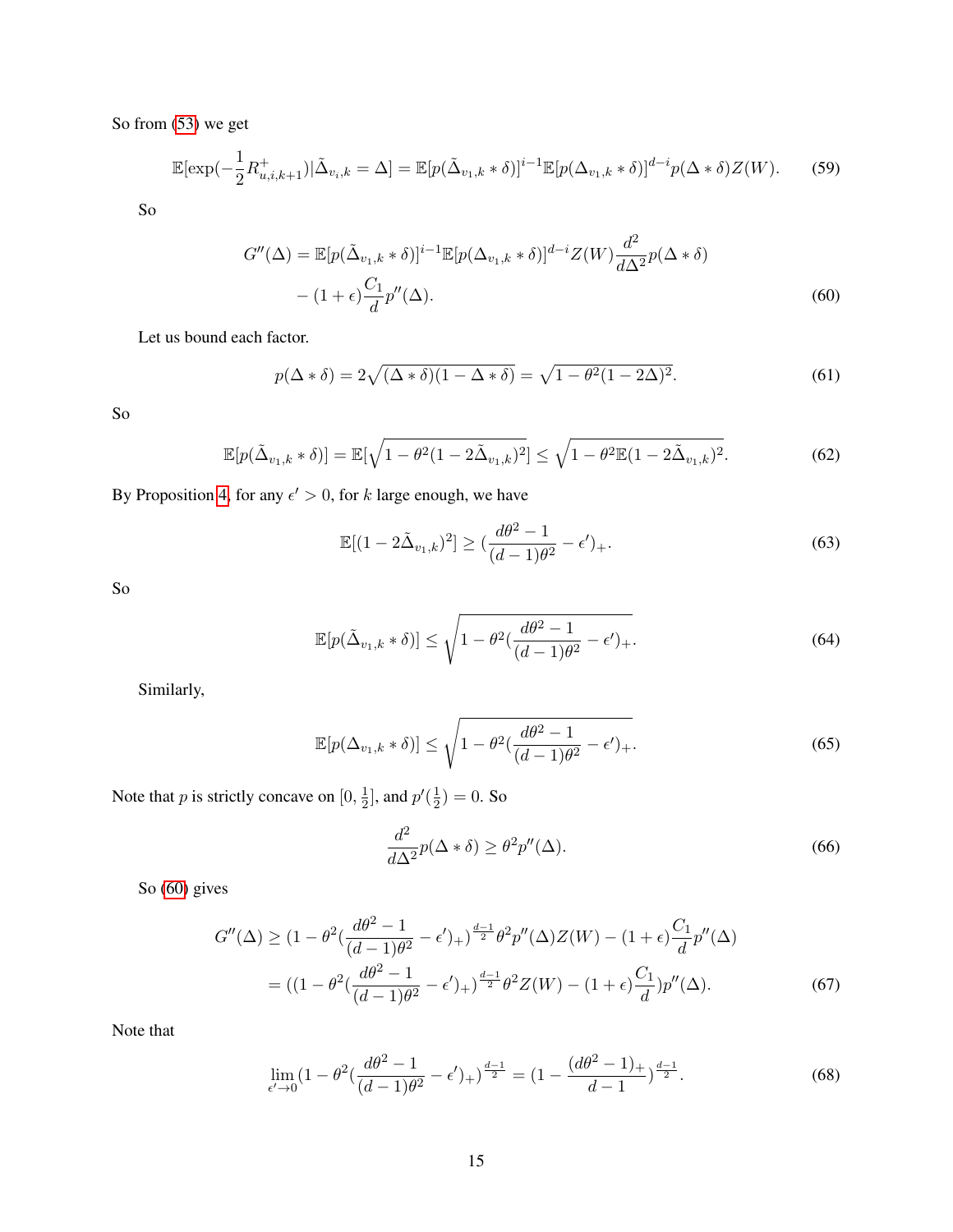So from (53) we get

$$\mathbb{E}[\exp(-\frac{1}{2}R^+_{u,i,k+1})|\tilde{\Delta}_{v_i,k} = \Delta] = \mathbb{E}[p(\tilde{\Delta}_{v_1,k} * \delta)]^{i-1}\mathbb{E}[p(\Delta_{v_1,k} * \delta)]^{d-i}p(\Delta * \delta)Z(W). \tag{59}$$

So

$$\begin{aligned} G''(\Delta) = &\ \mathbb{E}[p(\tilde{\Delta}_{v_1,k} * \delta)]^{i-1}\mathbb{E}[p(\Delta_{v_1,k} * \delta)]^{d-i}Z(W)\frac{d^2}{d\Delta^2}p(\Delta * \delta) \\ &- (1+\epsilon)\frac{C_1}{d}p''(\Delta). \end{aligned} \tag{60}$$

Let us bound each factor.

$$p(\Delta * \delta) = 2\sqrt{(\Delta * \delta)(1 - \Delta * \delta)} = \sqrt{1 - \theta^2(1-2\Delta)^2}. \tag{61}$$

So

$$\mathbb{E}[p(\tilde{\Delta}_{v_1,k} * \delta)] = \mathbb{E}[\sqrt{1 - \theta^2(1-2\tilde{\Delta}_{v_1,k})^2}] \le \sqrt{1 - \theta^2\mathbb{E}(1-2\tilde{\Delta}_{v_1,k})^2}. \tag{62}$$

By Proposition 4, for any $\epsilon' > 0$, for $k$ large enough, we have

$$\mathbb{E}[(1-2\tilde{\Delta}_{v_1,k})^2] \ge (\frac{d\theta^2-1}{(d-1)\theta^2} - \epsilon')_+. \tag{63}$$

So

$$\mathbb{E}[p(\tilde{\Delta}_{v_1,k} * \delta)] \le \sqrt{1 - \theta^2(\frac{d\theta^2-1}{(d-1)\theta^2} - \epsilon')_+}. \tag{64}$$

Similarly,

$$\mathbb{E}[p(\Delta_{v_1,k} * \delta)] \le \sqrt{1 - \theta^2(\frac{d\theta^2-1}{(d-1)\theta^2} - \epsilon')_+}. \tag{65}$$

Note that $p$ is strictly concave on $[0, \frac{1}{2}]$, and $p'(\frac{1}{2}) = 0$. So

$$\frac{d^2}{d\Delta^2}p(\Delta * \delta) \ge \theta^2 p''(\Delta). \tag{66}$$

So (60) gives

$$\begin{aligned} G''(\Delta) &\ge (1 - \theta^2(\frac{d\theta^2-1}{(d-1)\theta^2} - \epsilon')_+)^{\frac{d-1}{2}}\theta^2 p''(\Delta)Z(W) - (1+\epsilon)\frac{C_1}{d}p''(\Delta) \\ &= ((1 - \theta^2(\frac{d\theta^2-1}{(d-1)\theta^2} - \epsilon')_+)^{\frac{d-1}{2}}\theta^2 Z(W) - (1+\epsilon)\frac{C_1}{d})p''(\Delta). \end{aligned} \tag{67}$$

Note that

$$\lim_{\epsilon' \to 0}(1 - \theta^2(\frac{d\theta^2-1}{(d-1)\theta^2} - \epsilon')_+)^{\frac{d-1}{2}} = (1 - \frac{(d\theta^2-1)_+}{d-1})^{\frac{d-1}{2}}. \tag{68}$$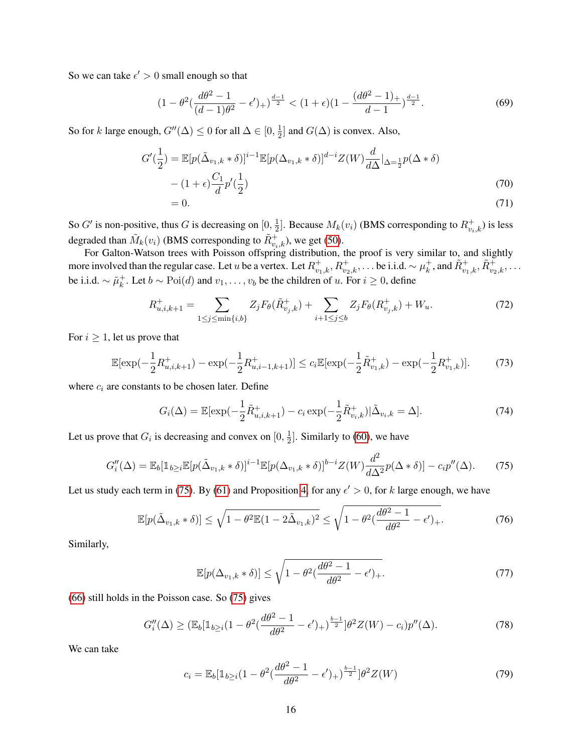So we can take $\epsilon' > 0$ small enough so that

$$(1 - \theta^2(\frac{d\theta^2 - 1}{(d-1)\theta^2} - \epsilon')_+)^{\frac{d-1}{2}} < (1+\epsilon)(1 - \frac{(d\theta^2-1)_+}{d-1})^{\frac{d-1}{2}}. \tag{69}$$

So for $k$ large enough, $G''(\Delta) \le 0$ for all $\Delta \in [0, \frac{1}{2}]$ and $G(\Delta)$ is convex. Also,

$$\begin{aligned} G'(\frac{1}{2}) &= \mathbb{E}[p(\tilde{\Delta}_{v_1,k} * \delta)]^{i-1} \mathbb{E}[p(\Delta_{v_1,k} * \delta)]^{d-i} Z(W) \frac{d}{d\Delta}|_{\Delta = \frac{1}{2}} p(\Delta * \delta) \\ &\quad - (1+\epsilon)\frac{C_1}{d} p'(\frac{1}{2}) \end{aligned} \tag{70}$$

$$= 0. \tag{71}$$

So $G'$ is non-positive, thus $G$ is decreasing on $[0, \frac{1}{2}]$. Because $M_k(v_i)$ (BMS corresponding to $R^+_{v_i,k}$) is less degraded than $\tilde{M}_k(v_i)$ (BMS corresponding to $\tilde{R}^+_{v_i,k}$), we get (50).

For Galton-Watson trees with Poisson offspring distribution, the proof is very similar to, and slightly more involved than the regular case. Let $u$ be a vertex. Let $R^+_{v_1,k}, R^+_{v_2,k}, \ldots$ be i.i.d. $\sim \mu^+_k$, and $\tilde{R}^+_{v_1,k}, \tilde{R}^+_{v_2,k}, \ldots$ be i.i.d. $\sim \tilde{\mu}^+_k$. Let $b \sim \text{Poi}(d)$ and $v_1, \ldots, v_b$ be the children of $u$. For $i \ge 0$, define

$$R^+_{u,i,k+1} = \sum_{1 \le j \le \min\{i,b\}} Z_j F_\theta(\tilde{R}^+_{v_j,k}) + \sum_{i+1 \le j \le b} Z_j F_\theta(R^+_{v_j,k}) + W_u. \tag{72}$$

For $i \ge 1$, let us prove that

$$\mathbb{E}[\exp(-\frac{1}{2}R^+_{u,i,k+1}) - \exp(-\frac{1}{2}R^+_{u,i-1,k+1})] \le c_i \mathbb{E}[\exp(-\frac{1}{2}\tilde{R}^+_{v_1,k}) - \exp(-\frac{1}{2}R^+_{v_1,k})]. \tag{73}$$

where $c_i$ are constants to be chosen later. Define

$$G_i(\Delta) = \mathbb{E}[\exp(-\frac{1}{2}\tilde{R}^+_{u,i,k+1}) - c_i \exp(-\frac{1}{2}\tilde{R}^+_{v_i,k}) | \tilde{\Delta}_{v_i,k} = \Delta]. \tag{74}$$

Let us prove that $G_i$ is decreasing and convex on $[0, \frac{1}{2}]$. Similarly to (60), we have

$$G_i''(\Delta) = \mathbb{E}_b[\mathbb{1}_{b \ge i} \mathbb{E}[p(\tilde{\Delta}_{v_1,k} * \delta)]^{i-1} \mathbb{E}[p(\Delta_{v_1,k} * \delta)]^{b-i} Z(W) \frac{d^2}{d\Delta^2} p(\Delta * \delta)] - c_i p''(\Delta). \tag{75}$$

Let us study each term in (75). By (61) and Proposition 4, for any $\epsilon' > 0$, for $k$ large enough, we have

$$\mathbb{E}[p(\tilde{\Delta}_{v_1,k} * \delta)] \le \sqrt{1 - \theta^2 \mathbb{E}(1 - 2\tilde{\Delta}_{v_1,k})^2} \le \sqrt{1 - \theta^2(\frac{d\theta^2 - 1}{d\theta^2} - \epsilon')_+}. \tag{76}$$

Similarly,

$$\mathbb{E}[p(\Delta_{v_1,k} * \delta)] \le \sqrt{1 - \theta^2(\frac{d\theta^2 - 1}{d\theta^2} - \epsilon')_+}. \tag{77}$$

(66) still holds in the Poisson case. So (75) gives

$$G_i''(\Delta) \ge (\mathbb{E}_b[\mathbb{1}_{b \ge i}(1 - \theta^2(\frac{d\theta^2 - 1}{d\theta^2} - \epsilon')_+)^{\frac{b-1}{2}}]\theta^2 Z(W) - c_i) p''(\Delta). \tag{78}$$

We can take

$$c_i = \mathbb{E}_b[\mathbb{1}_{b \ge i}(1 - \theta^2(\frac{d\theta^2 - 1}{d\theta^2} - \epsilon')_+)^{\frac{b-1}{2}}]\theta^2 Z(W) \tag{79}$$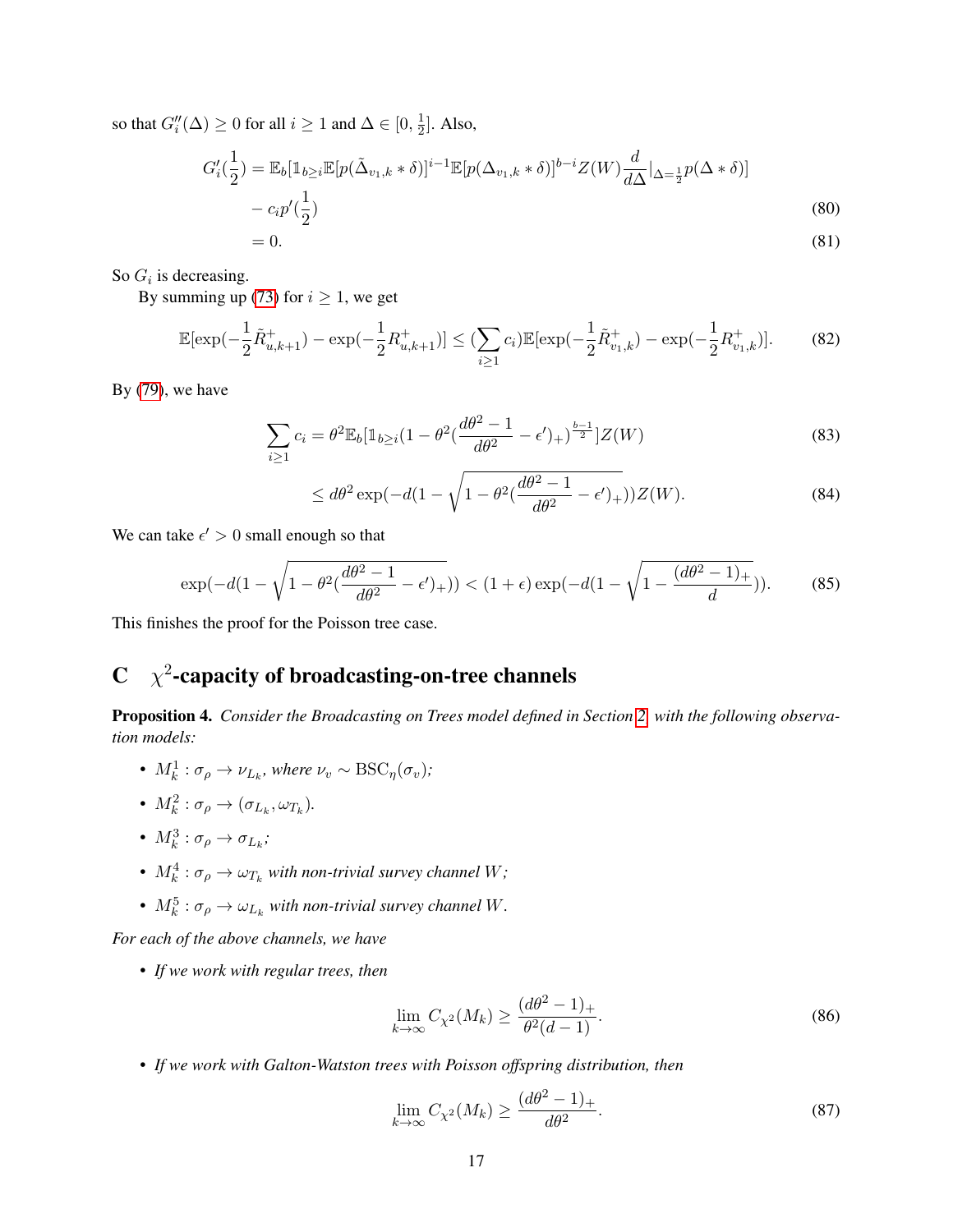so that $G_i''(\Delta) \ge 0$ for all $i \ge 1$ and $\Delta \in [0, \frac{1}{2}]$. Also,

$$
\begin{aligned}
G_i'(\frac{1}{2}) &= \mathbb{E}_b[\mathbb{1}_{b\ge i}\mathbb{E}[p(\tilde{\Delta}_{v_1,k} * \delta)]^{i-1}\mathbb{E}[p(\Delta_{v_1,k} * \delta)]^{b-i} Z(W) \frac{d}{d\Delta}|_{\Delta=\frac{1}{2}} p(\Delta * \delta)] \\
&\quad - c_i p'(\frac{1}{2}) \qquad (80) \\
&= 0. \qquad (81)
\end{aligned}
$$

So $G_i$ is decreasing.

By summing up (73) for $i \ge 1$, we get

$$
\mathbb{E}[\exp(-\frac{1}{2}\tilde{R}^+_{u,k+1}) - \exp(-\frac{1}{2}R^+_{u,k+1})] \le (\sum_{i\ge 1} c_i)\mathbb{E}[\exp(-\frac{1}{2}\tilde{R}^+_{v_1,k}) - \exp(-\frac{1}{2}R^+_{v_1,k})]. \qquad (82)
$$

By (79), we have

$$
\begin{aligned}
\sum_{i\ge 1} c_i &= \theta^2 \mathbb{E}_b[\mathbb{1}_{b\ge i}(1-\theta^2(\frac{d\theta^2-1}{d\theta^2} - \epsilon')_+)^{\frac{b-1}{2}}] Z(W) \qquad (83) \\
&\le d\theta^2 \exp(-d(1-\sqrt{1-\theta^2(\frac{d\theta^2-1}{d\theta^2}-\epsilon')_+})) Z(W). \qquad (84)
\end{aligned}
$$

We can take $\epsilon' > 0$ small enough so that

$$
\exp(-d(1-\sqrt{1-\theta^2(\frac{d\theta^2-1}{d\theta^2}-\epsilon')_+})) < (1+\epsilon)\exp(-d(1-\sqrt{1-\frac{(d\theta^2-1)_+}{d}})). \qquad (85)
$$

This finishes the proof for the Poisson tree case.

# C $\chi^2$-capacity of broadcasting-on-tree channels

**Proposition 4.** *Consider the Broadcasting on Trees model defined in Section 2, with the following observation models:*

- $M_k^1 : \sigma_\rho \to \nu_{L_k}$*, where* $\nu_v \sim \mathrm{BSC}_\eta(\sigma_v)$*;*
- $M_k^2 : \sigma_\rho \to (\sigma_{L_k}, \omega_{T_k})$*.*
- $M_k^3 : \sigma_\rho \to \sigma_{L_k}$*;*
- $M_k^4 : \sigma_\rho \to \omega_{T_k}$ *with non-trivial survey channel* $W$*;*
- $M_k^5 : \sigma_\rho \to \omega_{L_k}$ *with non-trivial survey channel* $W$*.*

*For each of the above channels, we have*

- *If we work with regular trees, then*

$$
\lim_{k\to\infty} C_{\chi^2}(M_k) \ge \frac{(d\theta^2-1)_+}{\theta^2(d-1)}. \qquad (86)
$$

- *If we work with Galton-Watston trees with Poisson offspring distribution, then*

$$
\lim_{k\to\infty} C_{\chi^2}(M_k) \ge \frac{(d\theta^2-1)_+}{d\theta^2}. \qquad (87)
$$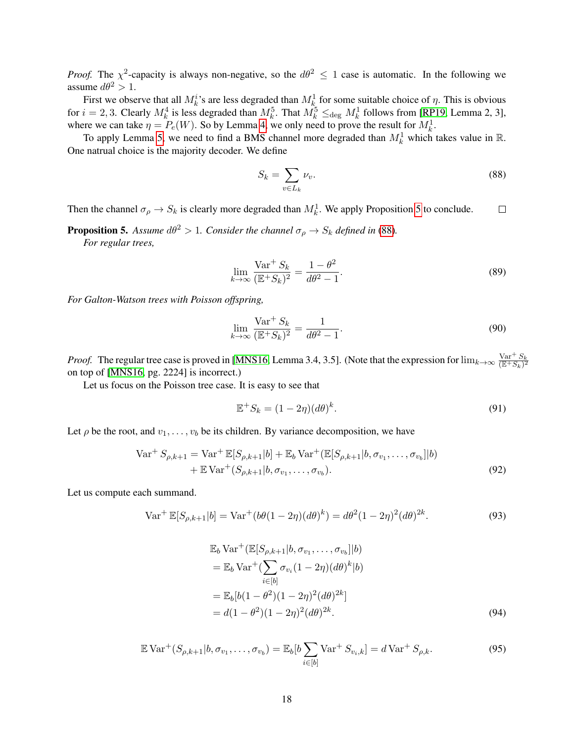*Proof.* The $\chi^2$-capacity is always non-negative, so the $d\theta^2 \le 1$ case is automatic. In the following we assume $d\theta^2 > 1$.

First we observe that all $M_k^i$'s are less degraded than $M_k^1$ for some suitable choice of $\eta$. This is obvious for $i = 2, 3$. Clearly $M_k^4$ is less degraded than $M_k^5$. That $M_k^5 \le_{\deg} M_k^1$ follows from [RP19, Lemma 2, 3], where we can take $\eta = P_e(W)$. So by Lemma 4, we only need to prove the result for $M_k^1$.

To apply Lemma 5, we need to find a BMS channel more degraded than $M_k^1$ which takes value in $\mathbb{R}$. One natrual choice is the majority decoder. We define

$$S_k = \sum_{v \in L_k} \nu_v. \tag{88}$$

Then the channel $\sigma_\rho \to S_k$ is clearly more degraded than $M_k^1$. We apply Proposition 5 to conclude. $\square$

**Proposition 5.** *Assume $d\theta^2 > 1$. Consider the channel $\sigma_\rho \to S_k$ defined in (88).*

*For regular trees,*

$$\lim_{k\to\infty} \frac{\operatorname{Var}^+ S_k}{(\mathbb{E}^+ S_k)^2} = \frac{1-\theta^2}{d\theta^2 - 1}. \tag{89}$$

*For Galton-Watson trees with Poisson offspring,*

$$\lim_{k\to\infty} \frac{\operatorname{Var}^+ S_k}{(\mathbb{E}^+ S_k)^2} = \frac{1}{d\theta^2 - 1}. \tag{90}$$

*Proof.* The regular tree case is proved in [MNS16, Lemma 3.4, 3.5]. (Note that the expression for $\lim_{k\to\infty} \frac{\operatorname{Var}^+ S_k}{(\mathbb{E}^+ S_k)^2}$ on top of [MNS16, pg. 2224] is incorrect.)

Let us focus on the Poisson tree case. It is easy to see that

$$\mathbb{E}^+ S_k = (1-2\eta)(d\theta)^k. \tag{91}$$

Let $\rho$ be the root, and $v_1, \ldots, v_b$ be its children. By variance decomposition, we have

$$\begin{aligned}\operatorname{Var}^+ S_{\rho,k+1} &= \operatorname{Var}^+ \mathbb{E}[S_{\rho,k+1}|b] + \mathbb{E}_b \operatorname{Var}^+(\mathbb{E}[S_{\rho,k+1}|b, \sigma_{v_1}, \ldots, \sigma_{v_b}]|b) \\ &\quad + \mathbb{E} \operatorname{Var}^+(S_{\rho,k+1}|b, \sigma_{v_1}, \ldots, \sigma_{v_b}).\end{aligned} \tag{92}$$

Let us compute each summand.

$$\operatorname{Var}^+ \mathbb{E}[S_{\rho,k+1}|b] = \operatorname{Var}^+(b\theta(1-2\eta)(d\theta)^k) = d\theta^2(1-2\eta)^2(d\theta)^{2k}. \tag{93}$$

$$\begin{aligned}&\mathbb{E}_b \operatorname{Var}^+(\mathbb{E}[S_{\rho,k+1}|b, \sigma_{v_1}, \ldots, \sigma_{v_b}]|b) \\ &= \mathbb{E}_b \operatorname{Var}^+(\sum_{i\in[b]} \sigma_{v_i}(1-2\eta)(d\theta)^k|b) \\ &= \mathbb{E}_b[b(1-\theta^2)(1-2\eta)^2(d\theta)^{2k}] \\ &= d(1-\theta^2)(1-2\eta)^2(d\theta)^{2k}.\end{aligned} \tag{94}$$

$$\mathbb{E} \operatorname{Var}^+(S_{\rho,k+1}|b, \sigma_{v_1}, \ldots, \sigma_{v_b}) = \mathbb{E}_b[b\sum_{i\in[b]} \operatorname{Var}^+ S_{v_i,k}] = d \operatorname{Var}^+ S_{\rho,k}. \tag{95}$$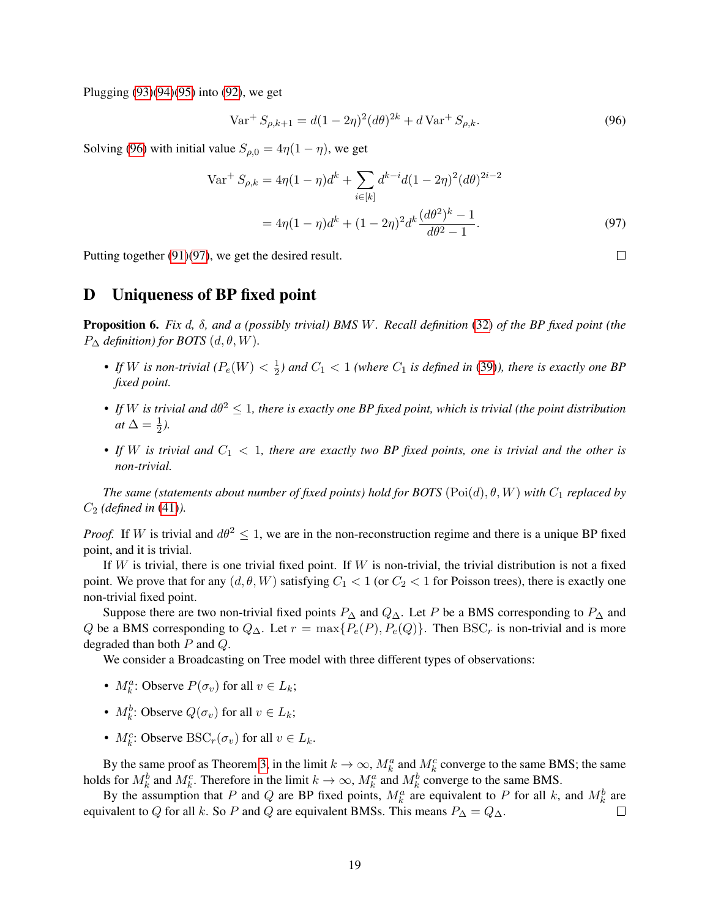Plugging (93)(94)(95) into (92), we get

$$\mathrm{Var}^+ S_{\rho,k+1} = d(1-2\eta)^2(d\theta)^{2k} + d\,\mathrm{Var}^+ S_{\rho,k}. \tag{96}$$

Solving (96) with initial value $S_{\rho,0} = 4\eta(1-\eta)$, we get

$$\begin{aligned}
\mathrm{Var}^+ S_{\rho,k} &= 4\eta(1-\eta)d^k + \sum_{i\in[k]} d^{k-i} d(1-2\eta)^2(d\theta)^{2i-2} \\
&= 4\eta(1-\eta)d^k + (1-2\eta)^2 d^k \frac{(d\theta^2)^k - 1}{d\theta^2 - 1}.
\end{aligned} \tag{97}$$

Putting together (91)(97), we get the desired result. □

# D Uniqueness of BP fixed point

**Proposition 6.** *Fix $d$, $\delta$, and a (possibly trivial) BMS $W$. Recall definition (32) of the BP fixed point (the $P_\Delta$ definition) for BOTS $(d, \theta, W)$.*

- *If $W$ is non-trivial ($P_e(W) < \frac{1}{2}$) and $C_1 < 1$ (where $C_1$ is defined in (39)), there is exactly one BP fixed point.*
- *If $W$ is trivial and $d\theta^2 \le 1$, there is exactly one BP fixed point, which is trivial (the point distribution at $\Delta = \frac{1}{2}$).*
- *If $W$ is trivial and $C_1 < 1$, there are exactly two BP fixed points, one is trivial and the other is non-trivial.*

*The same (statements about number of fixed points) hold for BOTS $(\mathrm{Poi}(d), \theta, W)$ with $C_1$ replaced by $C_2$ (defined in (41)).*

*Proof.* If $W$ is trivial and $d\theta^2 \le 1$, we are in the non-reconstruction regime and there is a unique BP fixed point, and it is trivial.

If $W$ is trivial, there is one trivial fixed point. If $W$ is non-trivial, the trivial distribution is not a fixed point. We prove that for any $(d, \theta, W)$ satisfying $C_1 < 1$ (or $C_2 < 1$ for Poisson trees), there is exactly one non-trivial fixed point.

Suppose there are two non-trivial fixed points $P_\Delta$ and $Q_\Delta$. Let $P$ be a BMS corresponding to $P_\Delta$ and $Q$ be a BMS corresponding to $Q_\Delta$. Let $r = \max\{P_e(P), P_e(Q)\}$. Then $\mathrm{BSC}_r$ is non-trivial and is more degraded than both $P$ and $Q$.

We consider a Broadcasting on Tree model with three different types of observations:

- $M_k^a$: Observe $P(\sigma_v)$ for all $v \in L_k$;
- $M_k^b$: Observe $Q(\sigma_v)$ for all $v \in L_k$;
- $M_k^c$: Observe $\mathrm{BSC}_r(\sigma_v)$ for all $v \in L_k$.

By the same proof as Theorem 3, in the limit $k \to \infty$, $M_k^a$ and $M_k^c$ converge to the same BMS; the same holds for $M_k^b$ and $M_k^c$. Therefore in the limit $k \to \infty$, $M_k^a$ and $M_k^b$ converge to the same BMS.

By the assumption that $P$ and $Q$ are BP fixed points, $M_k^a$ are equivalent to $P$ for all $k$, and $M_k^b$ are equivalent to $Q$ for all $k$. So $P$ and $Q$ are equivalent BMSs. This means $P_\Delta = Q_\Delta$. □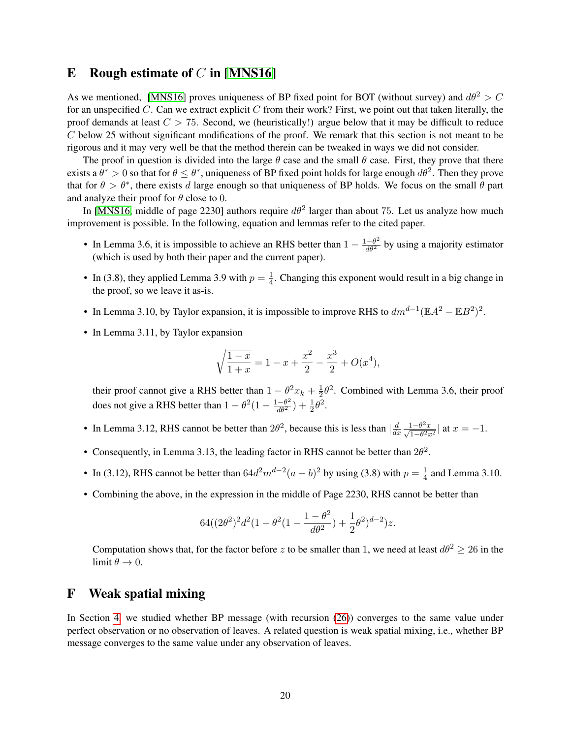# E Rough estimate of $C$ in [MNS16]

As we mentioned, [MNS16] proves uniqueness of BP fixed point for BOT (without survey) and $d\theta^2 > C$ for an unspecified $C$. Can we extract explicit $C$ from their work? First, we point out that taken literally, the proof demands at least $C > 75$. Second, we (heuristically!) argue below that it may be difficult to reduce $C$ below 25 without significant modifications of the proof. We remark that this section is not meant to be rigorous and it may very well be that the method therein can be tweaked in ways we did not consider.

The proof in question is divided into the large $\theta$ case and the small $\theta$ case. First, they prove that there exists a $\theta^* > 0$ so that for $\theta \le \theta^*$, uniqueness of BP fixed point holds for large enough $d\theta^2$. Then they prove that for $\theta > \theta^*$, there exists $d$ large enough so that uniqueness of BP holds. We focus on the small $\theta$ part and analyze their proof for $\theta$ close to 0.

In [MNS16, middle of page 2230] authors require $d\theta^2$ larger than about 75. Let us analyze how much improvement is possible. In the following, equation and lemmas refer to the cited paper.

- In Lemma 3.6, it is impossible to achieve an RHS better than $1 - \frac{1-\theta^2}{d\theta^2}$ by using a majority estimator (which is used by both their paper and the current paper).
- In (3.8), they applied Lemma 3.9 with $p = \frac{1}{4}$. Changing this exponent would result in a big change in the proof, so we leave it as-is.
- In Lemma 3.10, by Taylor expansion, it is impossible to improve RHS to $dm^{d-1}(\mathbb{E}A^2 - \mathbb{E}B^2)^2$.
- In Lemma 3.11, by Taylor expansion

$$\sqrt{\frac{1-x}{1+x}} = 1 - x + \frac{x^2}{2} - \frac{x^3}{2} + O(x^4),$$

their proof cannot give a RHS better than $1 - \theta^2 x_k + \frac{1}{2}\theta^2$. Combined with Lemma 3.6, their proof does not give a RHS better than $1 - \theta^2(1 - \frac{1-\theta^2}{d\theta^2}) + \frac{1}{2}\theta^2$.

- In Lemma 3.12, RHS cannot be better than $2\theta^2$, because this is less than $|\frac{d}{dx}\frac{1-\theta^2 x}{\sqrt{1-\theta^2 x^2}}|$ at $x = -1$.
- Consequently, in Lemma 3.13, the leading factor in RHS cannot be better than $2\theta^2$.
- In (3.12), RHS cannot be better than $64d^2m^{d-2}(a-b)^2$ by using (3.8) with $p = \frac{1}{4}$ and Lemma 3.10.
- Combining the above, in the expression in the middle of Page 2230, RHS cannot be better than

$$64((2\theta^2)^2 d^2 (1 - \theta^2(1 - \frac{1-\theta^2}{d\theta^2}) + \frac{1}{2}\theta^2)^{d-2})z.$$

Computation shows that, for the factor before $z$ to be smaller than 1, we need at least $d\theta^2 \ge 26$ in the limit $\theta \to 0$.

# F Weak spatial mixing

In Section 4, we studied whether BP message (with recursion (26)) converges to the same value under perfect observation or no observation of leaves. A related question is weak spatial mixing, i.e., whether BP message converges to the same value under any observation of leaves.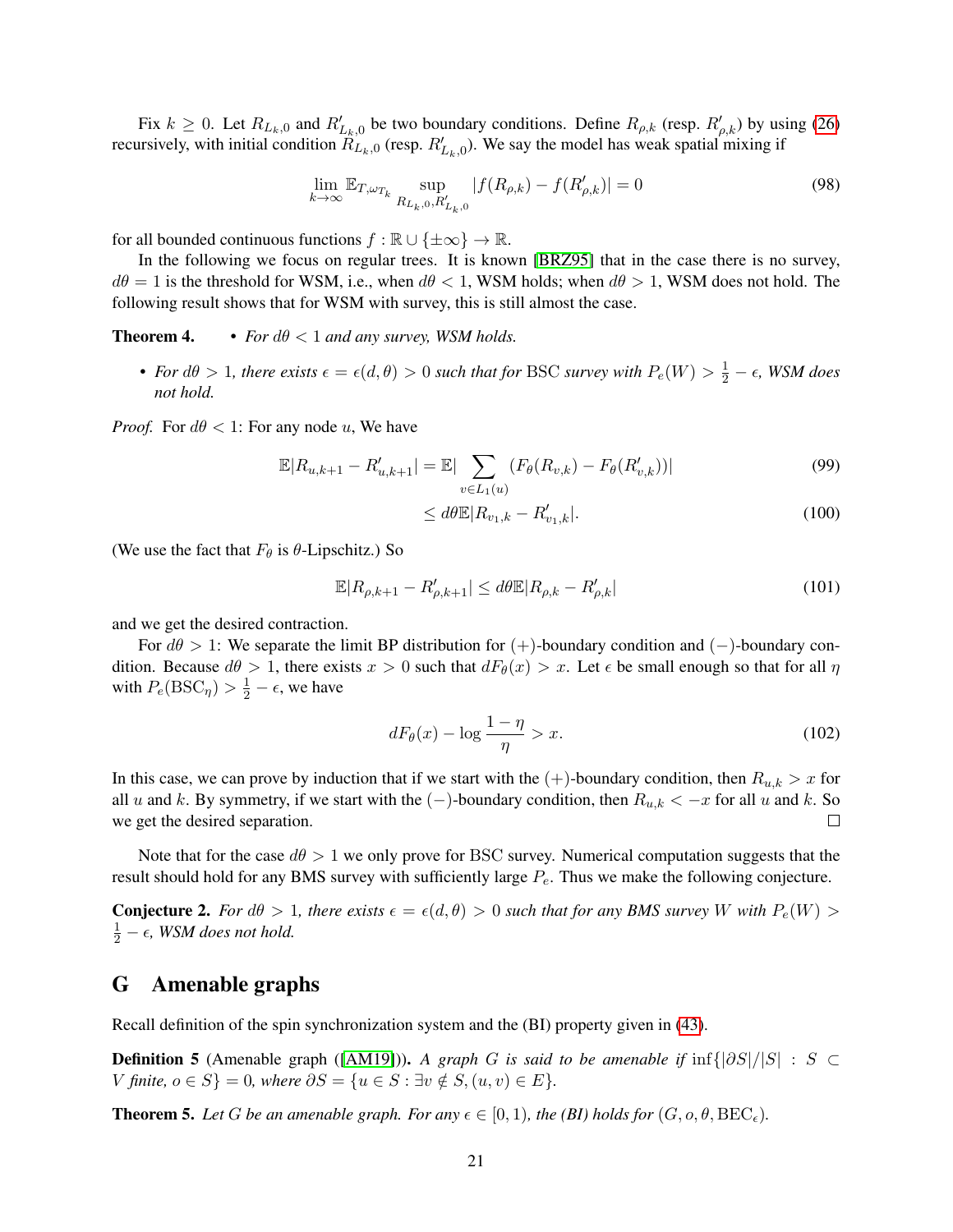Fix $k \geq 0$. Let $R_{L_k,0}$ and $R'_{L_k,0}$ be two boundary conditions. Define $R_{\rho,k}$ (resp. $R'_{\rho,k}$) by using (26) recursively, with initial condition $R_{L_k,0}$ (resp. $R'_{L_k,0}$). We say the model has weak spatial mixing if

$$\lim_{k\to\infty} \mathbb{E}_{T,\omega_{T_k}} \sup_{R_{L_k,0},R'_{L_k,0}} |f(R_{\rho,k}) - f(R'_{\rho,k})| = 0 \tag{98}$$

for all bounded continuous functions $f : \mathbb{R} \cup \{\pm\infty\} \to \mathbb{R}$.

In the following we focus on regular trees. It is known [BRZ95] that in the case there is no survey, $d\theta = 1$ is the threshold for WSM, i.e., when $d\theta < 1$, WSM holds; when $d\theta > 1$, WSM does not hold. The following result shows that for WSM with survey, this is still almost the case.

**Theorem 4.**
- *For $d\theta < 1$ and any survey, WSM holds.*
- *For $d\theta > 1$, there exists $\epsilon = \epsilon(d,\theta) > 0$ such that for* BSC *survey with $P_e(W) > \frac{1}{2} - \epsilon$, WSM does not hold.*

*Proof.* For $d\theta < 1$: For any node $u$, We have

$$\mathbb{E}|R_{u,k+1} - R'_{u,k+1}| = \mathbb{E}|\sum_{v\in L_1(u)} (F_\theta(R_{v,k}) - F_\theta(R'_{v,k}))| \tag{99}$$

$$\leq d\theta \mathbb{E}|R_{v_1,k} - R'_{v_1,k}|. \tag{100}$$

(We use the fact that $F_\theta$ is $\theta$-Lipschitz.) So

$$\mathbb{E}|R_{\rho,k+1} - R'_{\rho,k+1}| \leq d\theta \mathbb{E}|R_{\rho,k} - R'_{\rho,k}| \tag{101}$$

and we get the desired contraction.

For $d\theta > 1$: We separate the limit BP distribution for $(+)$-boundary condition and $(-)$-boundary condition. Because $d\theta > 1$, there exists $x > 0$ such that $dF_\theta(x) > x$. Let $\epsilon$ be small enough so that for all $\eta$ with $P_e(\mathrm{BSC}_\eta) > \frac{1}{2} - \epsilon$, we have

$$dF_\theta(x) - \log \frac{1-\eta}{\eta} > x. \tag{102}$$

In this case, we can prove by induction that if we start with the $(+)$-boundary condition, then $R_{u,k} > x$ for all $u$ and $k$. By symmetry, if we start with the $(-)$-boundary condition, then $R_{u,k} < -x$ for all $u$ and $k$. So we get the desired separation. ◻

Note that for the case $d\theta > 1$ we only prove for BSC survey. Numerical computation suggests that the result should hold for any BMS survey with sufficiently large $P_e$. Thus we make the following conjecture.

**Conjecture 2.** *For $d\theta > 1$, there exists $\epsilon = \epsilon(d,\theta) > 0$ such that for any BMS survey $W$ with $P_e(W) > \frac{1}{2} - \epsilon$, WSM does not hold.*

# G Amenable graphs

Recall definition of the spin synchronization system and the (BI) property given in (43).

**Definition 5** (Amenable graph ([AM19])). *A graph $G$ is said to be amenable if $\inf\{|\partial S|/|S| : S \subset V$ finite, $o \in S\} = 0$, where $\partial S = \{u \in S : \exists v \notin S, (u,v) \in E\}$.*

**Theorem 5.** *Let $G$ be an amenable graph. For any $\epsilon \in [0,1)$, the (BI) holds for $(G, o, \theta, \mathrm{BEC}_\epsilon)$.*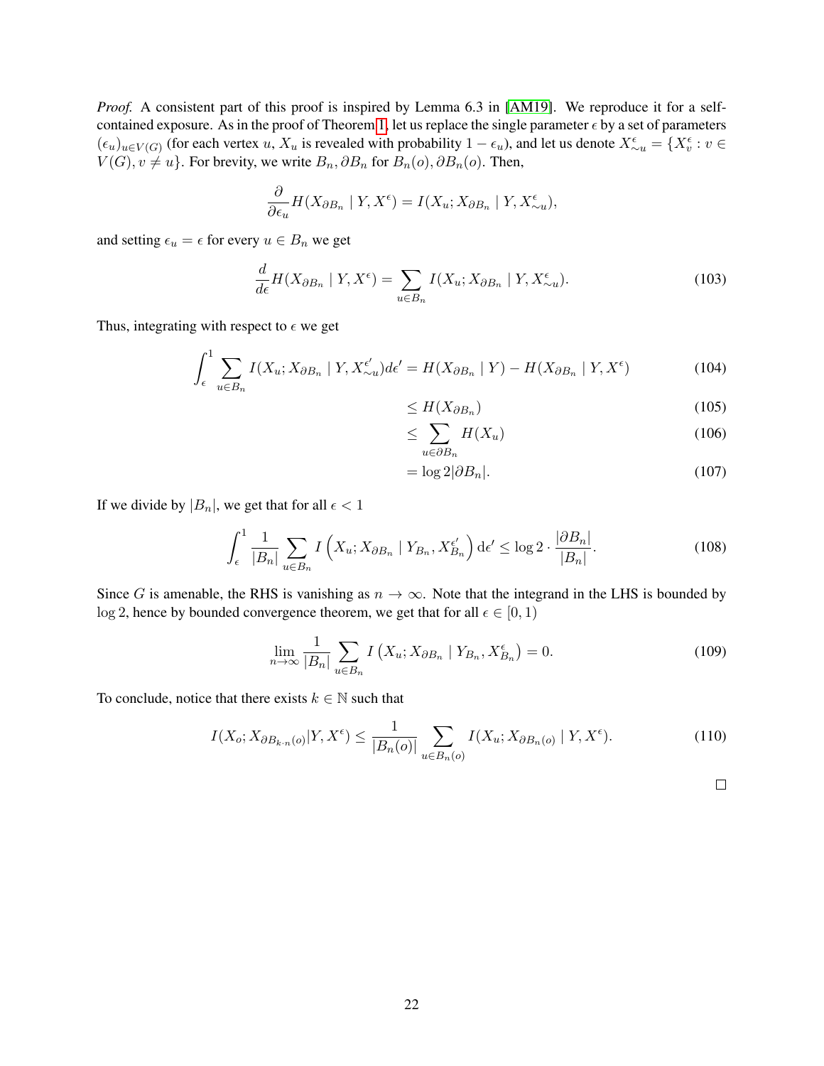*Proof.* A consistent part of this proof is inspired by Lemma 6.3 in [AM19]. We reproduce it for a self-contained exposure. As in the proof of Theorem 1, let us replace the single parameter $\epsilon$ by a set of parameters $(\epsilon_u)_{u\in V(G)}$ (for each vertex $u$, $X_u$ is revealed with probability $1-\epsilon_u$), and let us denote $X^\epsilon_{\sim u} = \{X^\epsilon_v : v \in V(G), v \neq u\}$. For brevity, we write $B_n, \partial B_n$ for $B_n(o), \partial B_n(o)$. Then,

$$\frac{\partial}{\partial \epsilon_u} H(X_{\partial B_n} \mid Y, X^\epsilon) = I(X_u; X_{\partial B_n} \mid Y, X^\epsilon_{\sim u}),$$

and setting $\epsilon_u = \epsilon$ for every $u \in B_n$ we get

$$\frac{d}{d\epsilon} H(X_{\partial B_n} \mid Y, X^\epsilon) = \sum_{u\in B_n} I(X_u; X_{\partial B_n} \mid Y, X^\epsilon_{\sim u}). \tag{103}$$

Thus, integrating with respect to $\epsilon$ we get

$$\begin{aligned}
\int_\epsilon^1 \sum_{u\in B_n} I(X_u; X_{\partial B_n} \mid Y, X^{\epsilon'}_{\sim u}) d\epsilon' &= H(X_{\partial B_n} \mid Y) - H(X_{\partial B_n} \mid Y, X^\epsilon) &(104)\\
&\le H(X_{\partial B_n}) &(105)\\
&\le \sum_{u\in\partial B_n} H(X_u) &(106)\\
&= \log 2 |\partial B_n|. &(107)
\end{aligned}$$

If we divide by $|B_n|$, we get that for all $\epsilon < 1$

$$\int_\epsilon^1 \frac{1}{|B_n|} \sum_{u\in B_n} I\left(X_u; X_{\partial B_n} \mid Y_{B_n}, X^{\epsilon'}_{B_n}\right) \mathrm{d}\epsilon' \le \log 2 \cdot \frac{|\partial B_n|}{|B_n|}. \tag{108}$$

Since $G$ is amenable, the RHS is vanishing as $n \to \infty$. Note that the integrand in the LHS is bounded by $\log 2$, hence by bounded convergence theorem, we get that for all $\epsilon \in [0,1)$

$$\lim_{n\to\infty} \frac{1}{|B_n|} \sum_{u\in B_n} I\left(X_u; X_{\partial B_n} \mid Y_{B_n}, X^\epsilon_{B_n}\right) = 0. \tag{109}$$

To conclude, notice that there exists $k \in \mathbb{N}$ such that

$$I(X_o; X_{\partial B_{k\cdot n}(o)} | Y, X^\epsilon) \le \frac{1}{|B_n(o)|} \sum_{u\in B_n(o)} I(X_u; X_{\partial B_n(o)} \mid Y, X^\epsilon). \tag{110}$$

$\square$